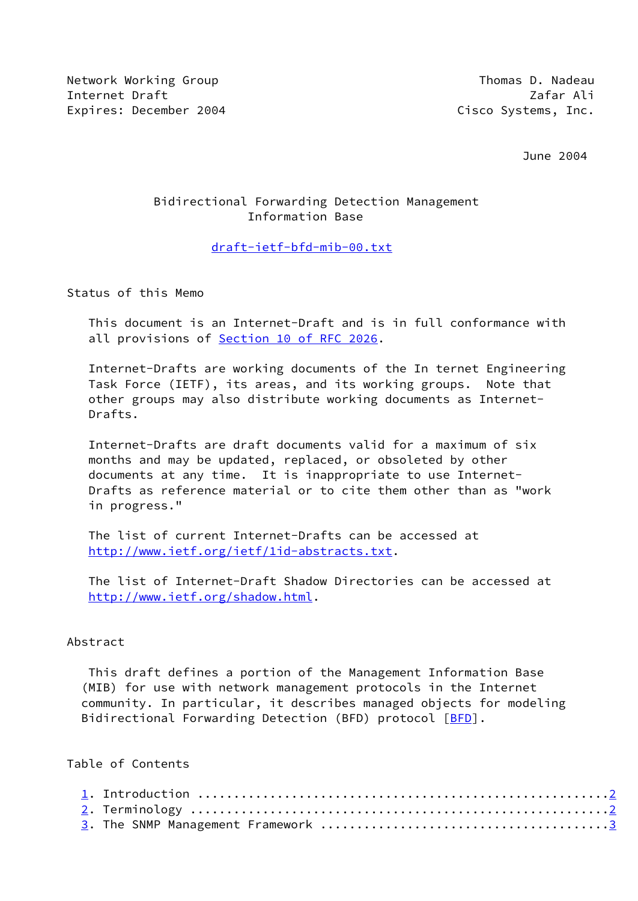Network Working Group                                    Thomas D. Nadeau
Internet Draft                                                  Zafar Ali
Expires: December 2004                                Cisco Systems, Inc.

June 2004

# Bidirectional Forwarding Detection Management Information Base

draft-ietf-bfd-mib-00.txt

## Status of this Memo

This document is an Internet-Draft and is in full conformance with all provisions of Section 10 of RFC 2026.

Internet-Drafts are working documents of the In ternet Engineering Task Force (IETF), its areas, and its working groups. Note that other groups may also distribute working documents as Internet-Drafts.

Internet-Drafts are draft documents valid for a maximum of six months and may be updated, replaced, or obsoleted by other documents at any time. It is inappropriate to use Internet-Drafts as reference material or to cite them other than as "work in progress."

The list of current Internet-Drafts can be accessed at http://www.ietf.org/ietf/1id-abstracts.txt.

The list of Internet-Draft Shadow Directories can be accessed at http://www.ietf.org/shadow.html.

## Abstract

This draft defines a portion of the Management Information Base (MIB) for use with network management protocols in the Internet community. In particular, it describes managed objects for modeling Bidirectional Forwarding Detection (BFD) protocol [BFD].

## Table of Contents

1. Introduction ........................................................2
2. Terminology .........................................................2
3. The SNMP Management Framework .......................................3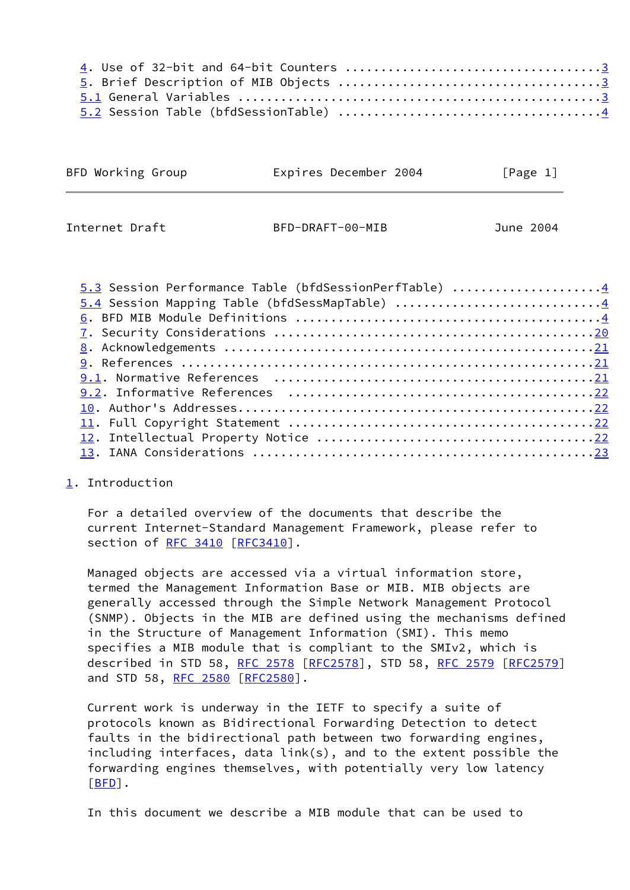4. Use of 32-bit and 64-bit Counters ..................................3
5. Brief Description of MIB Objects ..................................3
5.1 General Variables ...............................................3
5.2 Session Table (bfdSessionTable) .................................4
5.3 Session Performance Table (bfdSessionPerfTable) .....................4
5.4 Session Mapping Table (bfdSessMapTable) ............................4
6. BFD MIB Module Definitions .........................................4
7. Security Considerations ...........................................20
8. Acknowledgements ..................................................21
9. References ........................................................21
9.1. Normative References ...........................................21
9.2. Informative References .........................................22
10. Author's Addresses................................................22
11. Full Copyright Statement .........................................22
12. Intellectual Property Notice .....................................22
13. IANA Considerations ..............................................23

## 1. Introduction

For a detailed overview of the documents that describe the current Internet-Standard Management Framework, please refer to section of RFC 3410 [RFC3410].

Managed objects are accessed via a virtual information store, termed the Management Information Base or MIB. MIB objects are generally accessed through the Simple Network Management Protocol (SNMP). Objects in the MIB are defined using the mechanisms defined in the Structure of Management Information (SMI). This memo specifies a MIB module that is compliant to the SMIv2, which is described in STD 58, RFC 2578 [RFC2578], STD 58, RFC 2579 [RFC2579] and STD 58, RFC 2580 [RFC2580].

Current work is underway in the IETF to specify a suite of protocols known as Bidirectional Forwarding Detection to detect faults in the bidirectional path between two forwarding engines, including interfaces, data link(s), and to the extent possible the forwarding engines themselves, with potentially very low latency [BFD].

In this document we describe a MIB module that can be used to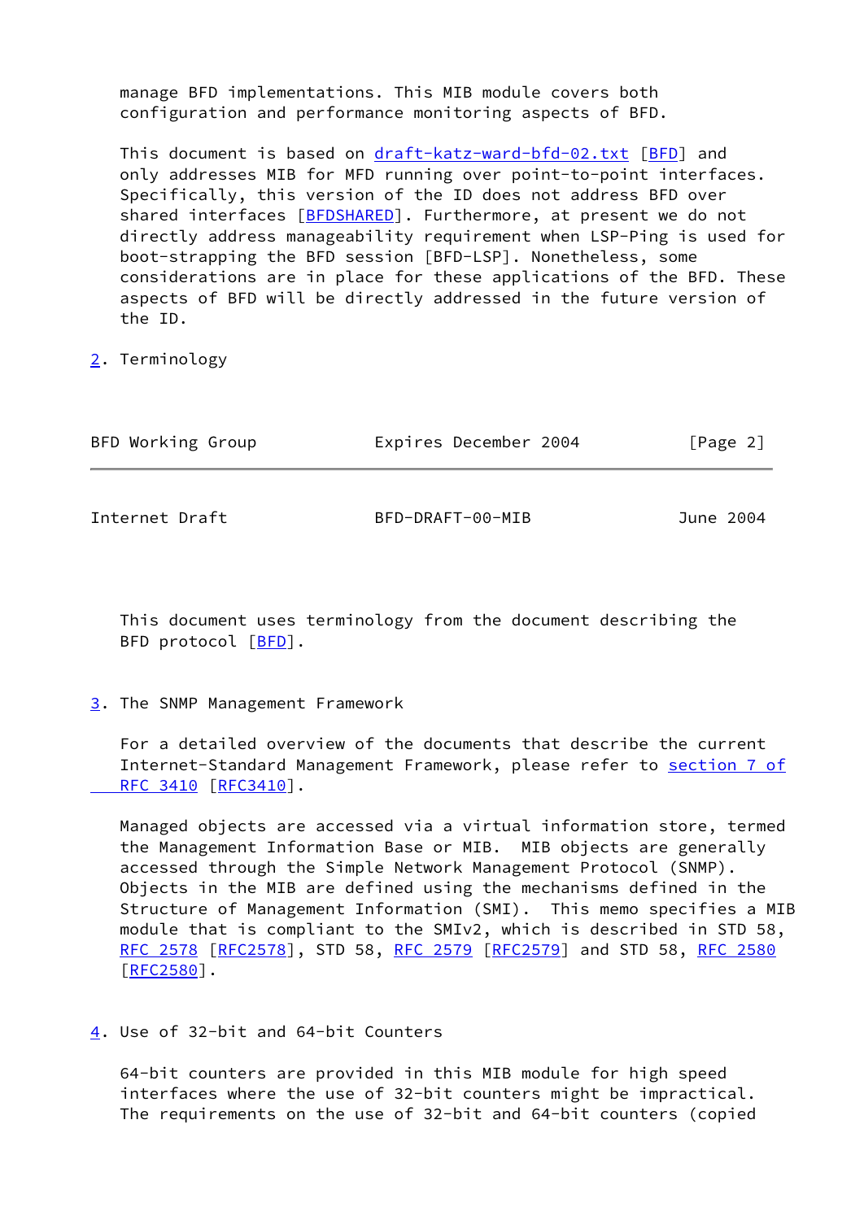manage BFD implementations. This MIB module covers both configuration and performance monitoring aspects of BFD.

This document is based on draft-katz-ward-bfd-02.txt [BFD] and only addresses MIB for MFD running over point-to-point interfaces. Specifically, this version of the ID does not address BFD over shared interfaces [BFDSHARED]. Furthermore, at present we do not directly address manageability requirement when LSP-Ping is used for boot-strapping the BFD session [BFD-LSP]. Nonetheless, some considerations are in place for these applications of the BFD. These aspects of BFD will be directly addressed in the future version of the ID.

## 2. Terminology

This document uses terminology from the document describing the BFD protocol [BFD].

## 3. The SNMP Management Framework

For a detailed overview of the documents that describe the current Internet-Standard Management Framework, please refer to section 7 of RFC 3410 [RFC3410].

Managed objects are accessed via a virtual information store, termed the Management Information Base or MIB. MIB objects are generally accessed through the Simple Network Management Protocol (SNMP). Objects in the MIB are defined using the mechanisms defined in the Structure of Management Information (SMI). This memo specifies a MIB module that is compliant to the SMIv2, which is described in STD 58, RFC 2578 [RFC2578], STD 58, RFC 2579 [RFC2579] and STD 58, RFC 2580 [RFC2580].

## 4. Use of 32-bit and 64-bit Counters

64-bit counters are provided in this MIB module for high speed interfaces where the use of 32-bit counters might be impractical. The requirements on the use of 32-bit and 64-bit counters (copied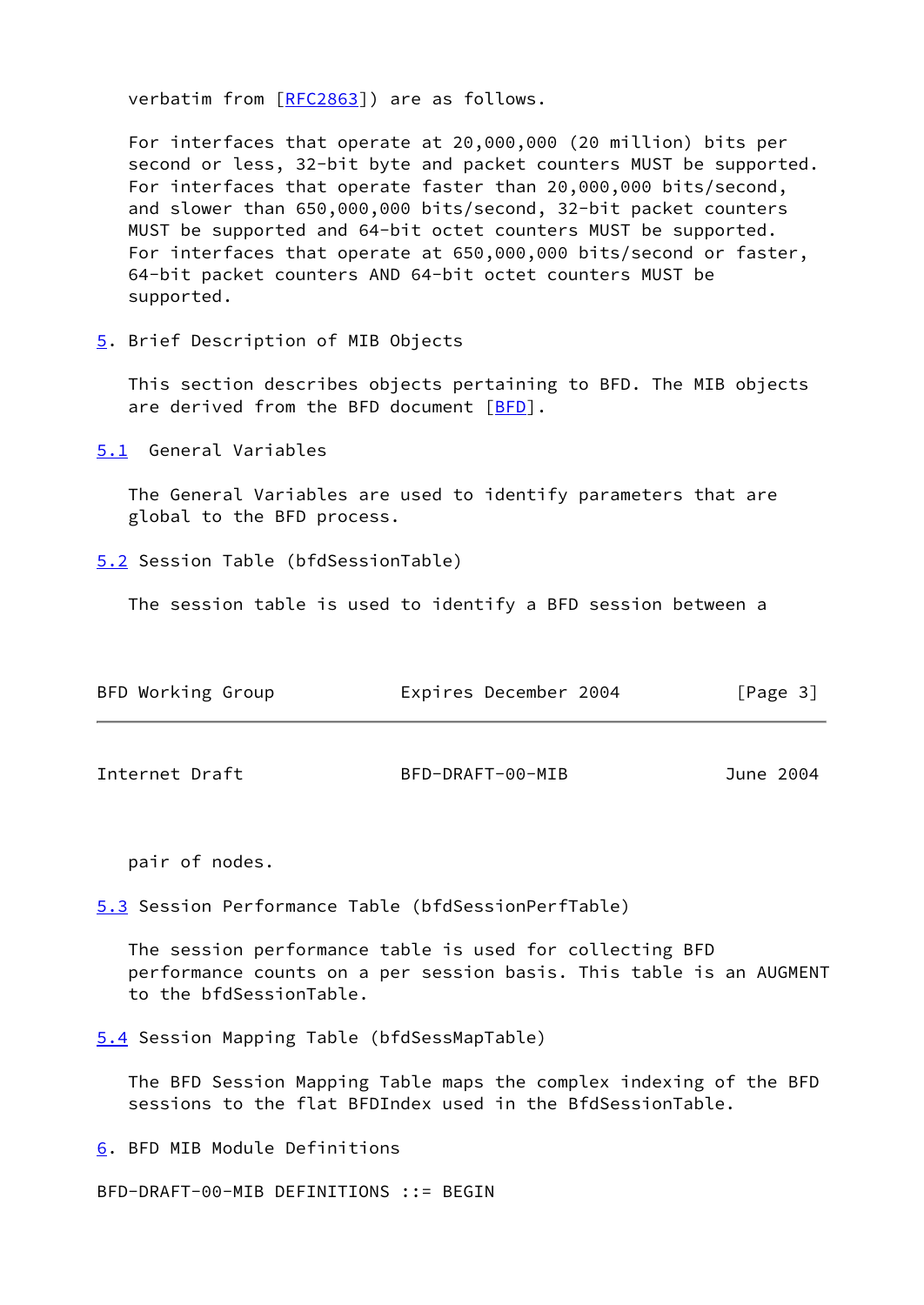verbatim from [RFC2863]) are as follows.

For interfaces that operate at 20,000,000 (20 million) bits per second or less, 32-bit byte and packet counters MUST be supported. For interfaces that operate faster than 20,000,000 bits/second, and slower than 650,000,000 bits/second, 32-bit packet counters MUST be supported and 64-bit octet counters MUST be supported. For interfaces that operate at 650,000,000 bits/second or faster, 64-bit packet counters AND 64-bit octet counters MUST be supported.

## 5. Brief Description of MIB Objects

This section describes objects pertaining to BFD. The MIB objects are derived from the BFD document [BFD].

### 5.1 General Variables

The General Variables are used to identify parameters that are global to the BFD process.

### 5.2 Session Table (bfdSessionTable)

The session table is used to identify a BFD session between a pair of nodes.

### 5.3 Session Performance Table (bfdSessionPerfTable)

The session performance table is used for collecting BFD performance counts on a per session basis. This table is an AUGMENT to the bfdSessionTable.

### 5.4 Session Mapping Table (bfdSessMapTable)

The BFD Session Mapping Table maps the complex indexing of the BFD sessions to the flat BFDIndex used in the BfdSessionTable.

## 6. BFD MIB Module Definitions

```
BFD-DRAFT-00-MIB DEFINITIONS ::= BEGIN
```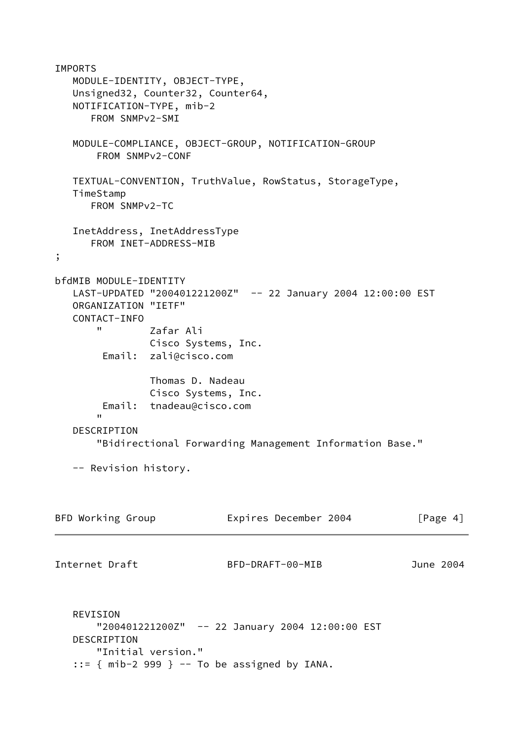```
IMPORTS
   MODULE-IDENTITY, OBJECT-TYPE,
   Unsigned32, Counter32, Counter64,
   NOTIFICATION-TYPE, mib-2
      FROM SNMPv2-SMI

   MODULE-COMPLIANCE, OBJECT-GROUP, NOTIFICATION-GROUP
       FROM SNMPv2-CONF

   TEXTUAL-CONVENTION, TruthValue, RowStatus, StorageType,
   TimeStamp
      FROM SNMPv2-TC

   InetAddress, InetAddressType
      FROM INET-ADDRESS-MIB
;

bfdMIB MODULE-IDENTITY
   LAST-UPDATED "200401221200Z"  -- 22 January 2004 12:00:00 EST
   ORGANIZATION "IETF"
   CONTACT-INFO
       "        Zafar Ali
                Cisco Systems, Inc.
        Email:  zali@cisco.com

                Thomas D. Nadeau
                Cisco Systems, Inc.
        Email:  tnadeau@cisco.com
       "
   DESCRIPTION
       "Bidirectional Forwarding Management Information Base."

   -- Revision history.

   REVISION
       "200401221200Z"  -- 22 January 2004 12:00:00 EST
   DESCRIPTION
       "Initial version."
   ::= { mib-2 999 } -- To be assigned by IANA.
```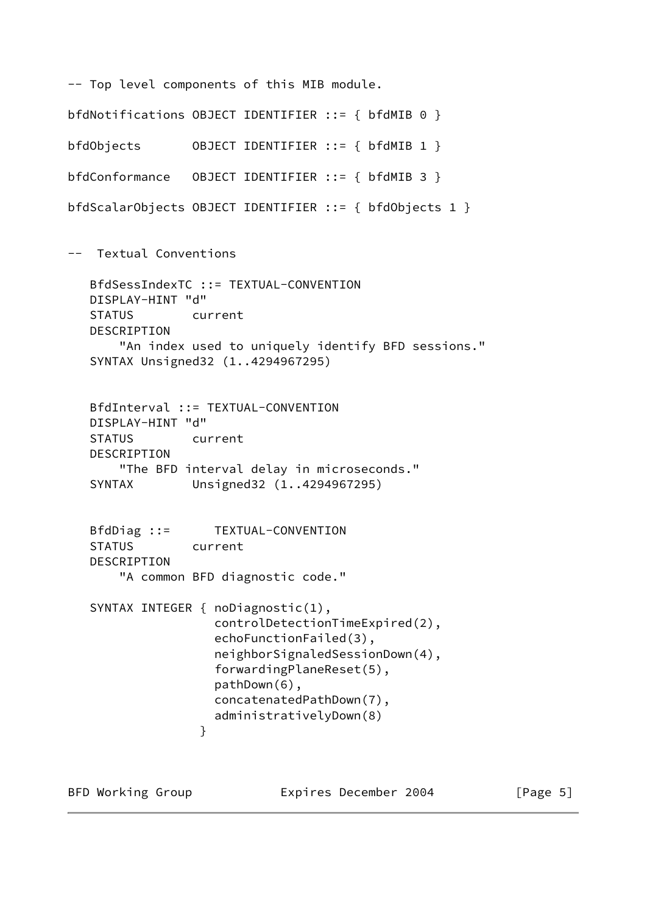```
-- Top level components of this MIB module.

bfdNotifications OBJECT IDENTIFIER ::= { bfdMIB 0 }

bfdObjects       OBJECT IDENTIFIER ::= { bfdMIB 1 }

bfdConformance   OBJECT IDENTIFIER ::= { bfdMIB 3 }

bfdScalarObjects OBJECT IDENTIFIER ::= { bfdObjects 1 }


--  Textual Conventions

   BfdSessIndexTC ::= TEXTUAL-CONVENTION
   DISPLAY-HINT "d"
   STATUS        current
   DESCRIPTION
       "An index used to uniquely identify BFD sessions."
   SYNTAX Unsigned32 (1..4294967295)


   BfdInterval ::= TEXTUAL-CONVENTION
   DISPLAY-HINT "d"
   STATUS        current
   DESCRIPTION
       "The BFD interval delay in microseconds."
   SYNTAX        Unsigned32 (1..4294967295)


   BfdDiag ::=      TEXTUAL-CONVENTION
   STATUS        current
   DESCRIPTION
       "A common BFD diagnostic code."

   SYNTAX INTEGER { noDiagnostic(1),
                    controlDetectionTimeExpired(2),
                    echoFunctionFailed(3),
                    neighborSignaledSessionDown(4),
                    forwardingPlaneReset(5),
                    pathDown(6),
                    concatenatedPathDown(7),
                    administrativelyDown(8)
                  }
```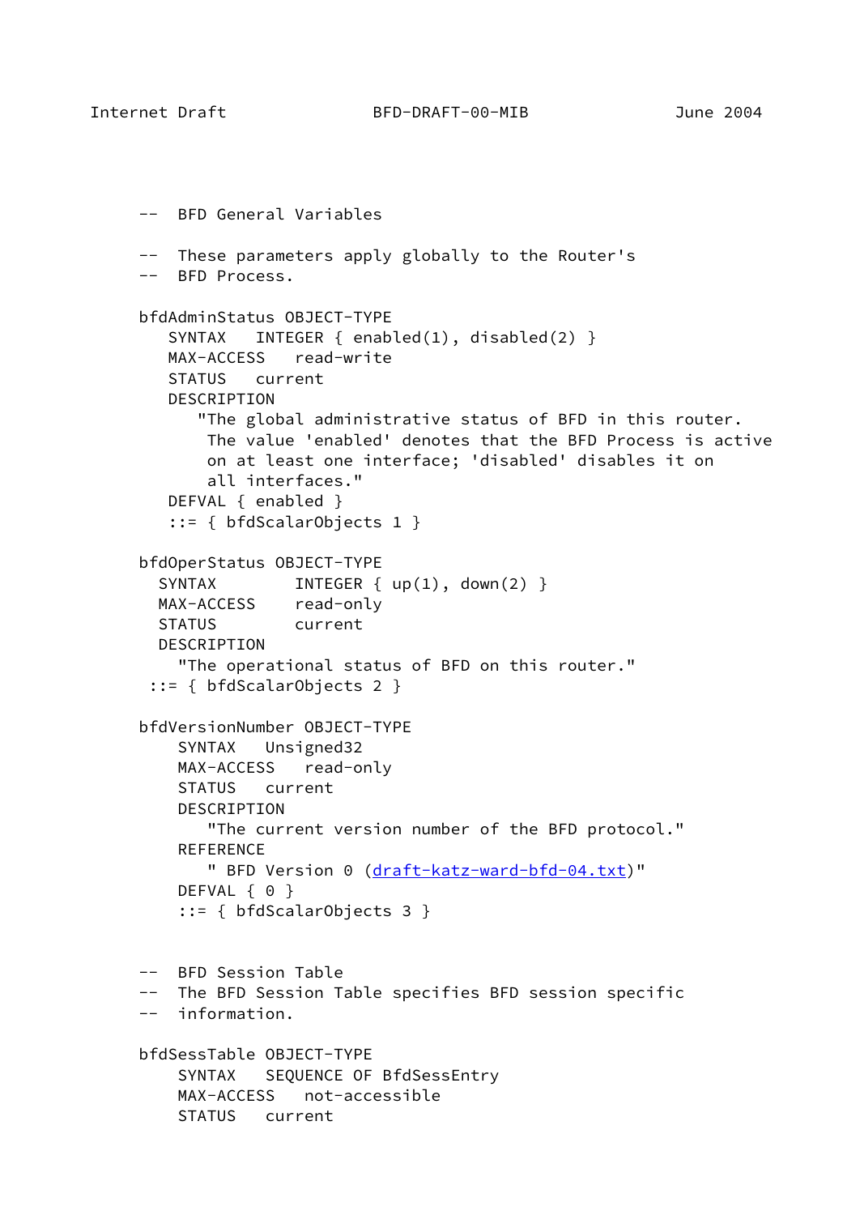```
     --  BFD General Variables

     --  These parameters apply globally to the Router's
     --  BFD Process.

     bfdAdminStatus OBJECT-TYPE
        SYNTAX   INTEGER { enabled(1), disabled(2) }
        MAX-ACCESS   read-write
        STATUS   current
        DESCRIPTION
           "The global administrative status of BFD in this router.
            The value 'enabled' denotes that the BFD Process is active
            on at least one interface; 'disabled' disables it on
            all interfaces."
        DEFVAL { enabled }
        ::= { bfdScalarObjects 1 }

     bfdOperStatus OBJECT-TYPE
       SYNTAX        INTEGER { up(1), down(2) }
       MAX-ACCESS    read-only
       STATUS        current
       DESCRIPTION
         "The operational status of BFD on this router."
      ::= { bfdScalarObjects 2 }

     bfdVersionNumber OBJECT-TYPE
         SYNTAX   Unsigned32
         MAX-ACCESS   read-only
         STATUS   current
         DESCRIPTION
            "The current version number of the BFD protocol."
         REFERENCE
            " BFD Version 0 (draft-katz-ward-bfd-04.txt)"
         DEFVAL { 0 }
         ::= { bfdScalarObjects 3 }


     --  BFD Session Table
     --  The BFD Session Table specifies BFD session specific
     --  information.

     bfdSessTable OBJECT-TYPE
         SYNTAX   SEQUENCE OF BfdSessEntry
         MAX-ACCESS   not-accessible
         STATUS   current
```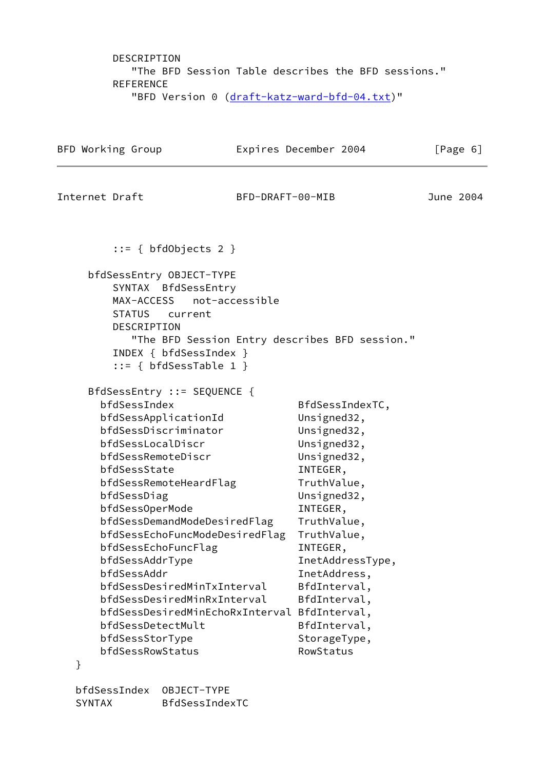```
        DESCRIPTION
           "The BFD Session Table describes the BFD sessions."
        REFERENCE
           "BFD Version 0 (draft-katz-ward-bfd-04.txt)"
```

```
        ::= { bfdObjects 2 }

      bfdSessEntry OBJECT-TYPE
        SYNTAX  BfdSessEntry
        MAX-ACCESS   not-accessible
        STATUS   current
        DESCRIPTION
           "The BFD Session Entry describes BFD session."
        INDEX { bfdSessIndex }
        ::= { bfdSessTable 1 }

      BfdSessEntry ::= SEQUENCE {
        bfdSessIndex                    BfdSessIndexTC,
        bfdSessApplicationId            Unsigned32,
        bfdSessDiscriminator            Unsigned32,
        bfdSessLocalDiscr               Unsigned32,
        bfdSessRemoteDiscr              Unsigned32,
        bfdSessState                    INTEGER,
        bfdSessRemoteHeardFlag          TruthValue,
        bfdSessDiag                     Unsigned32,
        bfdSessOperMode                 INTEGER,
        bfdSessDemandModeDesiredFlag    TruthValue,
        bfdSessEchoFuncModeDesiredFlag  TruthValue,
        bfdSessEchoFuncFlag             INTEGER,
        bfdSessAddrType                 InetAddressType,
        bfdSessAddr                     InetAddress,
        bfdSessDesiredMinTxInterval     BfdInterval,
        bfdSessDesiredMinRxInterval     BfdInterval,
        bfdSessDesiredMinEchoRxInterval BfdInterval,
        bfdSessDetectMult               BfdInterval,
        bfdSessStorType                 StorageType,
        bfdSessRowStatus                RowStatus
    }

    bfdSessIndex  OBJECT-TYPE
    SYNTAX        BfdSessIndexTC
```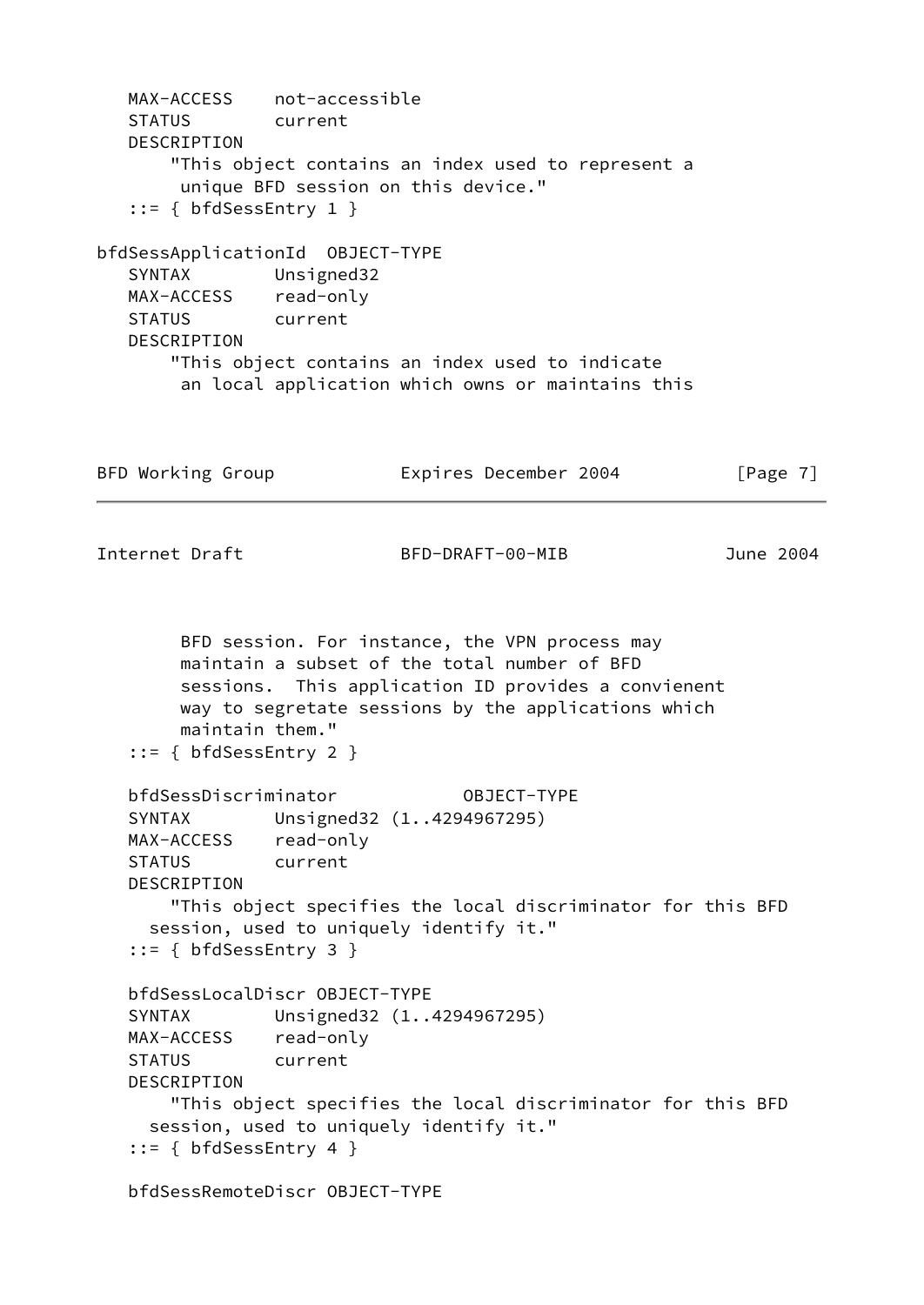```
   MAX-ACCESS    not-accessible
   STATUS        current
   DESCRIPTION
       "This object contains an index used to represent a
        unique BFD session on this device."
   ::= { bfdSessEntry 1 }

bfdSessApplicationId  OBJECT-TYPE
   SYNTAX        Unsigned32
   MAX-ACCESS    read-only
   STATUS        current
   DESCRIPTION
       "This object contains an index used to indicate
        an local application which owns or maintains this
        BFD session. For instance, the VPN process may
        maintain a subset of the total number of BFD
        sessions.  This application ID provides a convienent
        way to segretate sessions by the applications which
        maintain them."
   ::= { bfdSessEntry 2 }

   bfdSessDiscriminator            OBJECT-TYPE
   SYNTAX        Unsigned32 (1..4294967295)
   MAX-ACCESS    read-only
   STATUS        current
   DESCRIPTION
       "This object specifies the local discriminator for this BFD
     session, used to uniquely identify it."
   ::= { bfdSessEntry 3 }

   bfdSessLocalDiscr OBJECT-TYPE
   SYNTAX        Unsigned32 (1..4294967295)
   MAX-ACCESS    read-only
   STATUS        current
   DESCRIPTION
       "This object specifies the local discriminator for this BFD
     session, used to uniquely identify it."
   ::= { bfdSessEntry 4 }

   bfdSessRemoteDiscr OBJECT-TYPE
```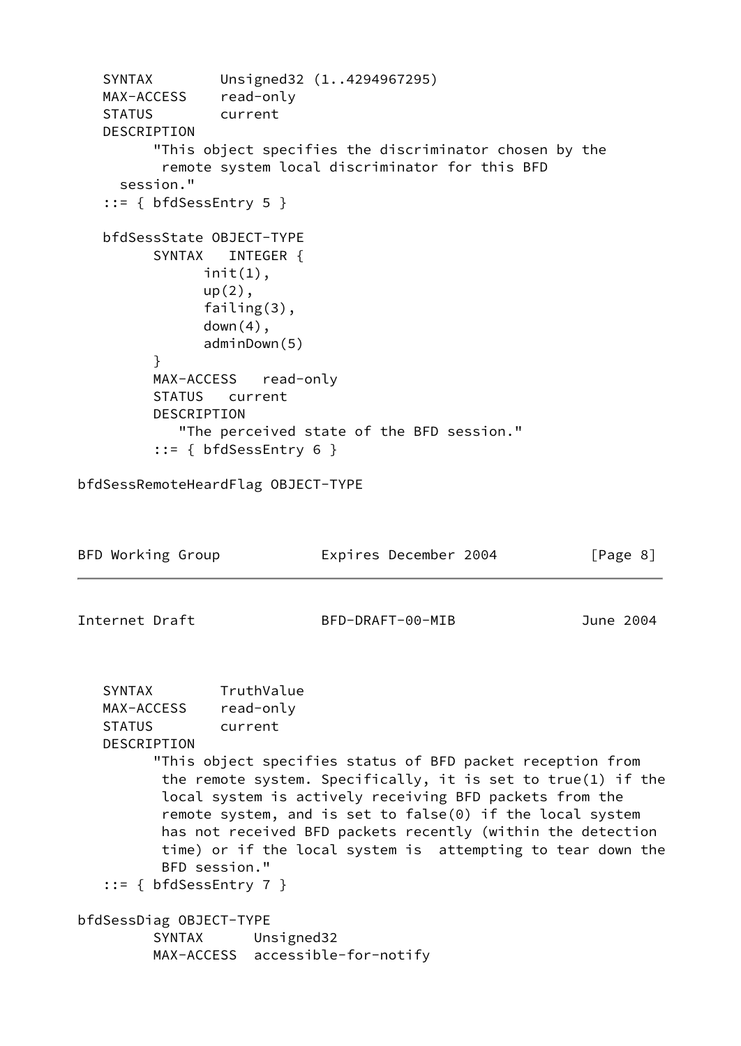```
   SYNTAX        Unsigned32 (1..4294967295)
   MAX-ACCESS    read-only
   STATUS        current
   DESCRIPTION
         "This object specifies the discriminator chosen by the
          remote system local discriminator for this BFD
     session."
   ::= { bfdSessEntry 5 }

   bfdSessState OBJECT-TYPE
         SYNTAX   INTEGER {
               init(1),
               up(2),
               failing(3),
               down(4),
               adminDown(5)
         }
         MAX-ACCESS   read-only
         STATUS   current
         DESCRIPTION
            "The perceived state of the BFD session."
         ::= { bfdSessEntry 6 }

bfdSessRemoteHeardFlag OBJECT-TYPE
```

```
   SYNTAX        TruthValue
   MAX-ACCESS    read-only
   STATUS        current
   DESCRIPTION
         "This object specifies status of BFD packet reception from
          the remote system. Specifically, it is set to true(1) if the
          local system is actively receiving BFD packets from the
          remote system, and is set to false(0) if the local system
          has not received BFD packets recently (within the detection
          time) or if the local system is  attempting to tear down the
          BFD session."
   ::= { bfdSessEntry 7 }

bfdSessDiag OBJECT-TYPE
         SYNTAX      Unsigned32
         MAX-ACCESS  accessible-for-notify
```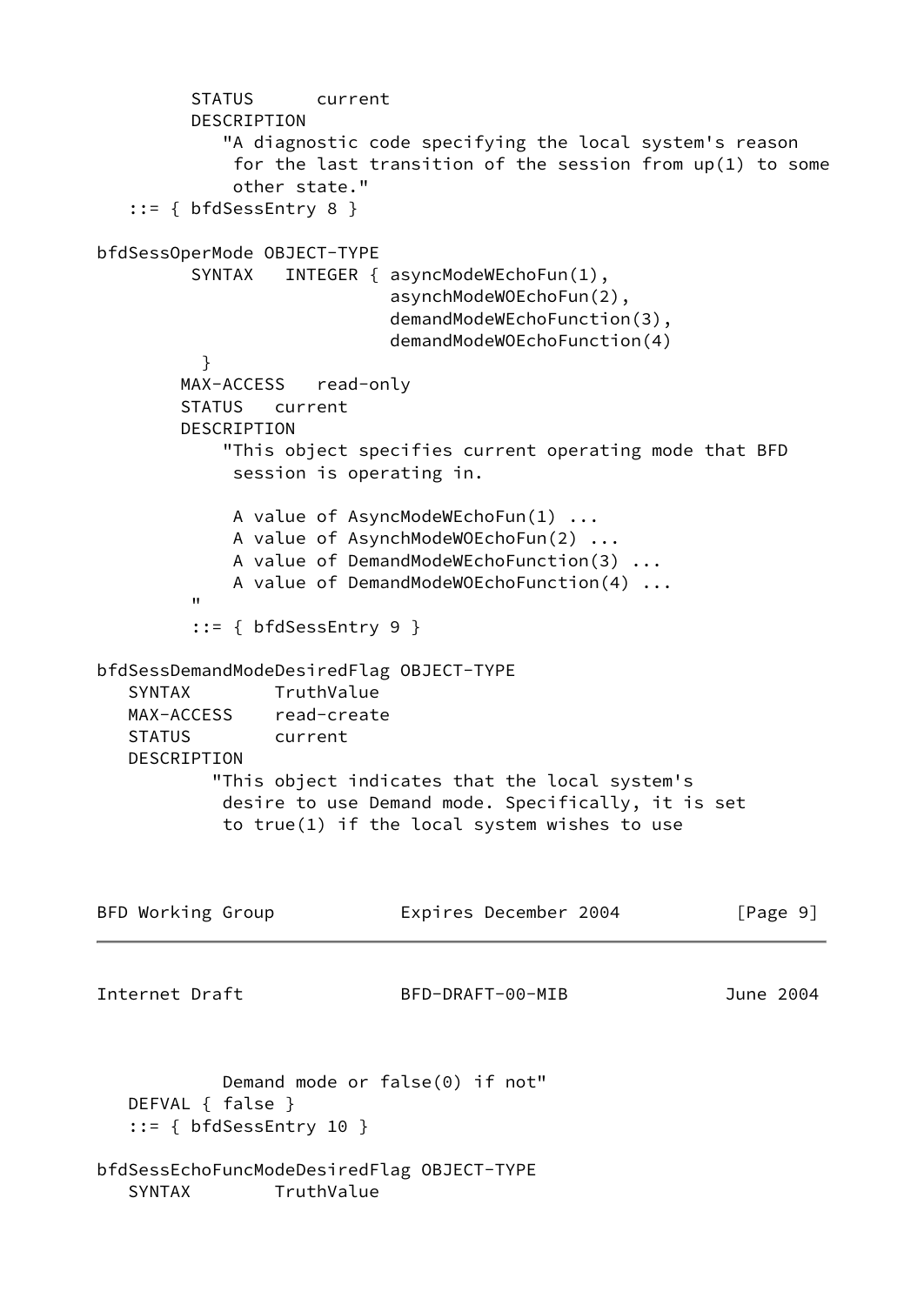```
         STATUS      current
         DESCRIPTION
            "A diagnostic code specifying the local system's reason
             for the last transition of the session from up(1) to some
             other state."
   ::= { bfdSessEntry 8 }

bfdSessOperMode OBJECT-TYPE
         SYNTAX   INTEGER { asyncModeWEchoFun(1),
                            asynchModeWOEchoFun(2),
                            demandModeWEchoFunction(3),
                            demandModeWOEchoFunction(4)
          }
        MAX-ACCESS   read-only
        STATUS   current
        DESCRIPTION
            "This object specifies current operating mode that BFD
             session is operating in.

             A value of AsyncModeWEchoFun(1) ...
             A value of AsynchModeWOEchoFun(2) ...
             A value of DemandModeWEchoFunction(3) ...
             A value of DemandModeWOEchoFunction(4) ...
         "
         ::= { bfdSessEntry 9 }

bfdSessDemandModeDesiredFlag OBJECT-TYPE
   SYNTAX        TruthValue
   MAX-ACCESS    read-create
   STATUS        current
   DESCRIPTION
           "This object indicates that the local system's
            desire to use Demand mode. Specifically, it is set
            to true(1) if the local system wishes to use
            Demand mode or false(0) if not"
   DEFVAL { false }
   ::= { bfdSessEntry 10 }

bfdSessEchoFuncModeDesiredFlag OBJECT-TYPE
   SYNTAX        TruthValue
```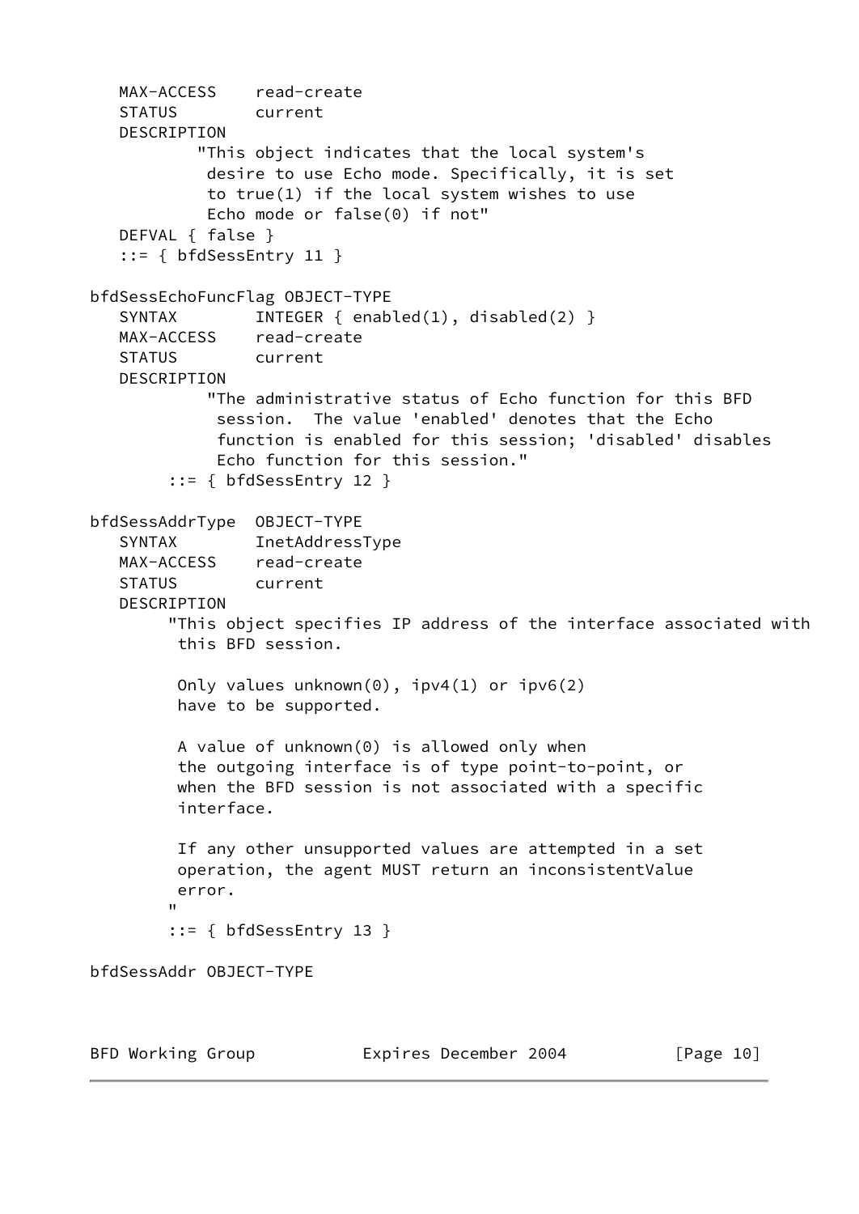```
   MAX-ACCESS    read-create
   STATUS        current
   DESCRIPTION
           "This object indicates that the local system's
            desire to use Echo mode. Specifically, it is set
            to true(1) if the local system wishes to use
            Echo mode or false(0) if not"
   DEFVAL { false }
   ::= { bfdSessEntry 11 }

bfdSessEchoFuncFlag OBJECT-TYPE
   SYNTAX        INTEGER { enabled(1), disabled(2) }
   MAX-ACCESS    read-create
   STATUS        current
   DESCRIPTION
            "The administrative status of Echo function for this BFD
             session.  The value 'enabled' denotes that the Echo
             function is enabled for this session; 'disabled' disables
             Echo function for this session."
        ::= { bfdSessEntry 12 }

bfdSessAddrType  OBJECT-TYPE
   SYNTAX        InetAddressType
   MAX-ACCESS    read-create
   STATUS        current
   DESCRIPTION
        "This object specifies IP address of the interface associated with
         this BFD session.

         Only values unknown(0), ipv4(1) or ipv6(2)
         have to be supported.

         A value of unknown(0) is allowed only when
         the outgoing interface is of type point-to-point, or
         when the BFD session is not associated with a specific
         interface.

         If any other unsupported values are attempted in a set
         operation, the agent MUST return an inconsistentValue
         error.
        "
        ::= { bfdSessEntry 13 }

bfdSessAddr OBJECT-TYPE
```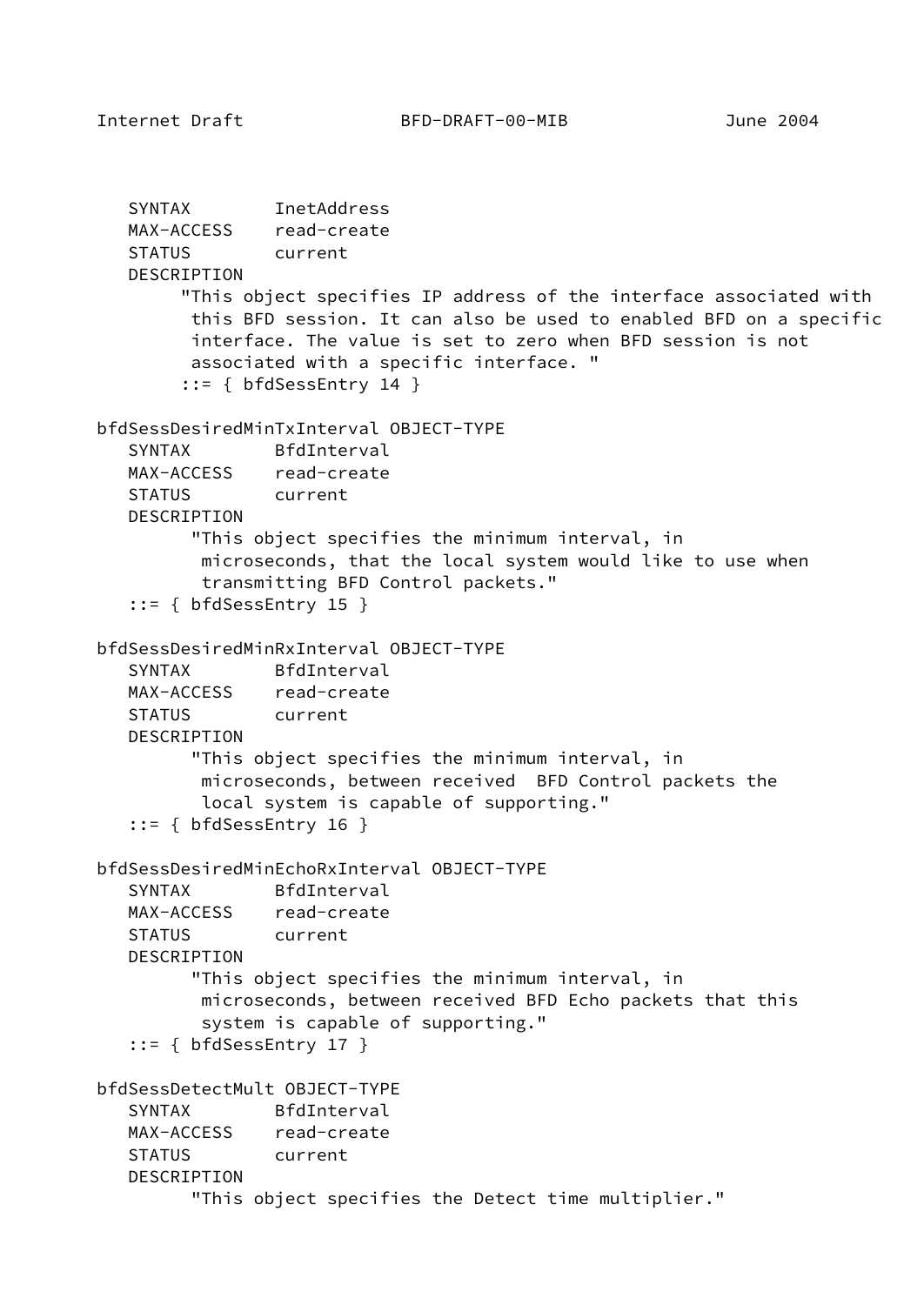```
   SYNTAX        InetAddress
   MAX-ACCESS    read-create
   STATUS        current
   DESCRIPTION
        "This object specifies IP address of the interface associated with
         this BFD session. It can also be used to enabled BFD on a specific
         interface. The value is set to zero when BFD session is not
         associated with a specific interface. "
        ::= { bfdSessEntry 14 }

bfdSessDesiredMinTxInterval OBJECT-TYPE
   SYNTAX        BfdInterval
   MAX-ACCESS    read-create
   STATUS        current
   DESCRIPTION
         "This object specifies the minimum interval, in
          microseconds, that the local system would like to use when
          transmitting BFD Control packets."
   ::= { bfdSessEntry 15 }

bfdSessDesiredMinRxInterval OBJECT-TYPE
   SYNTAX        BfdInterval
   MAX-ACCESS    read-create
   STATUS        current
   DESCRIPTION
         "This object specifies the minimum interval, in
          microseconds, between received  BFD Control packets the
          local system is capable of supporting."
   ::= { bfdSessEntry 16 }

bfdSessDesiredMinEchoRxInterval OBJECT-TYPE
   SYNTAX        BfdInterval
   MAX-ACCESS    read-create
   STATUS        current
   DESCRIPTION
         "This object specifies the minimum interval, in
          microseconds, between received BFD Echo packets that this
          system is capable of supporting."
   ::= { bfdSessEntry 17 }

bfdSessDetectMult OBJECT-TYPE
   SYNTAX        BfdInterval
   MAX-ACCESS    read-create
   STATUS        current
   DESCRIPTION
         "This object specifies the Detect time multiplier."
```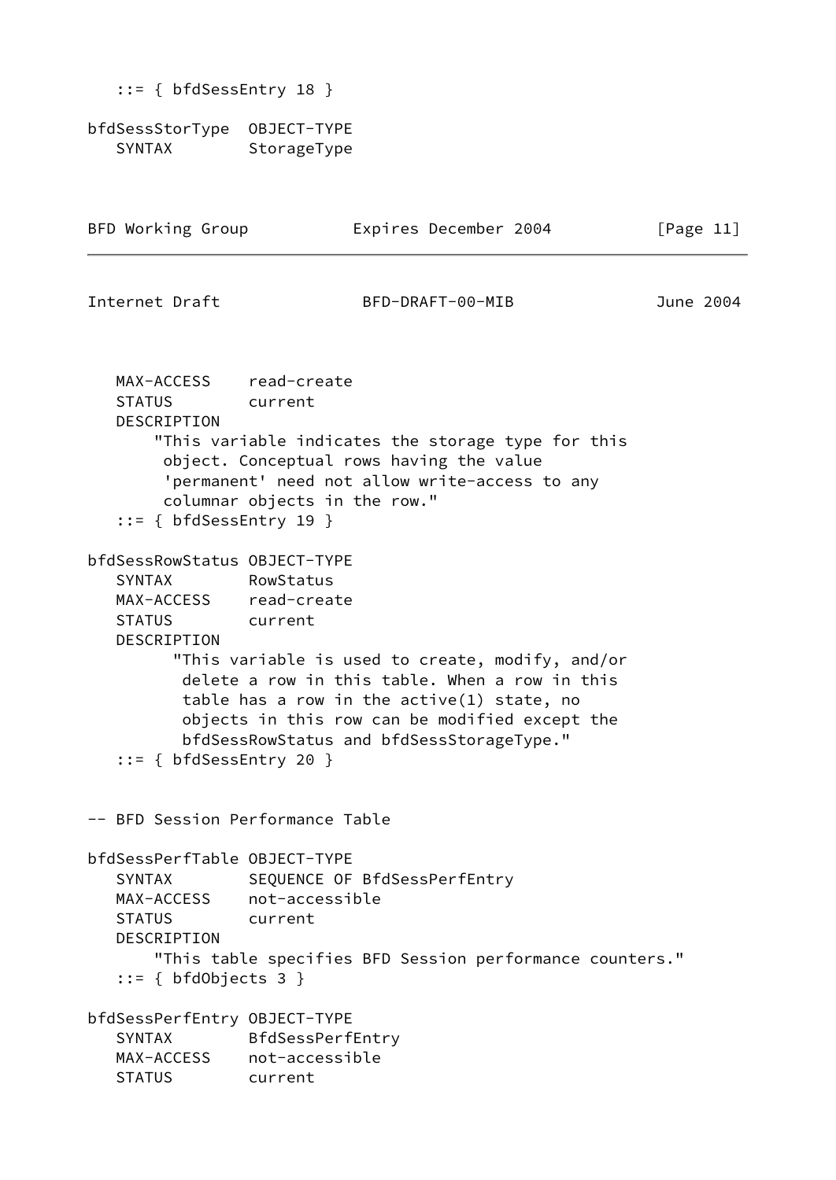```
   ::= { bfdSessEntry 18 }

bfdSessStorType  OBJECT-TYPE
   SYNTAX        StorageType
```

```
   MAX-ACCESS    read-create
   STATUS        current
   DESCRIPTION
       "This variable indicates the storage type for this
        object. Conceptual rows having the value
        'permanent' need not allow write-access to any
        columnar objects in the row."
   ::= { bfdSessEntry 19 }

bfdSessRowStatus OBJECT-TYPE
   SYNTAX        RowStatus
   MAX-ACCESS    read-create
   STATUS        current
   DESCRIPTION
         "This variable is used to create, modify, and/or
          delete a row in this table. When a row in this
          table has a row in the active(1) state, no
          objects in this row can be modified except the
          bfdSessRowStatus and bfdSessStorageType."
   ::= { bfdSessEntry 20 }


-- BFD Session Performance Table

bfdSessPerfTable OBJECT-TYPE
   SYNTAX        SEQUENCE OF BfdSessPerfEntry
   MAX-ACCESS    not-accessible
   STATUS        current
   DESCRIPTION
       "This table specifies BFD Session performance counters."
   ::= { bfdObjects 3 }

bfdSessPerfEntry OBJECT-TYPE
   SYNTAX        BfdSessPerfEntry
   MAX-ACCESS    not-accessible
   STATUS        current
```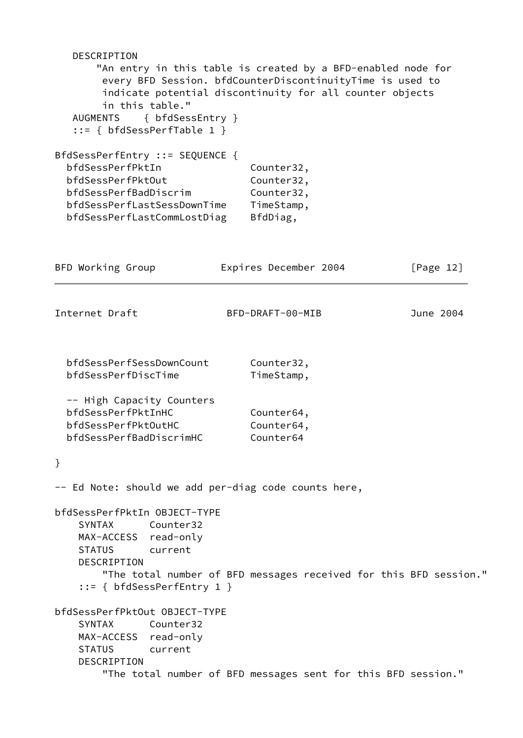```
   DESCRIPTION
       "An entry in this table is created by a BFD-enabled node for
        every BFD Session. bfdCounterDiscontinuityTime is used to
        indicate potential discontinuity for all counter objects
        in this table."
   AUGMENTS    { bfdSessEntry }
   ::= { bfdSessPerfTable 1 }

BfdSessPerfEntry ::= SEQUENCE {
  bfdSessPerfPktIn              Counter32,
  bfdSessPerfPktOut             Counter32,
  bfdSessPerfBadDiscrim         Counter32,
  bfdSessPerfLastSessDownTime   TimeStamp,
  bfdSessPerfLastCommLostDiag   BfdDiag,
```

```
  bfdSessPerfSessDownCount      Counter32,
  bfdSessPerfDiscTime           TimeStamp,

  -- High Capacity Counters
  bfdSessPerfPktInHC            Counter64,
  bfdSessPerfPktOutHC           Counter64,
  bfdSessPerfBadDiscrimHC       Counter64

}

-- Ed Note: should we add per-diag code counts here,

bfdSessPerfPktIn OBJECT-TYPE
    SYNTAX      Counter32
    MAX-ACCESS  read-only
    STATUS      current
    DESCRIPTION
        "The total number of BFD messages received for this BFD session."
    ::= { bfdSessPerfEntry 1 }

bfdSessPerfPktOut OBJECT-TYPE
    SYNTAX      Counter32
    MAX-ACCESS  read-only
    STATUS      current
    DESCRIPTION
        "The total number of BFD messages sent for this BFD session."
```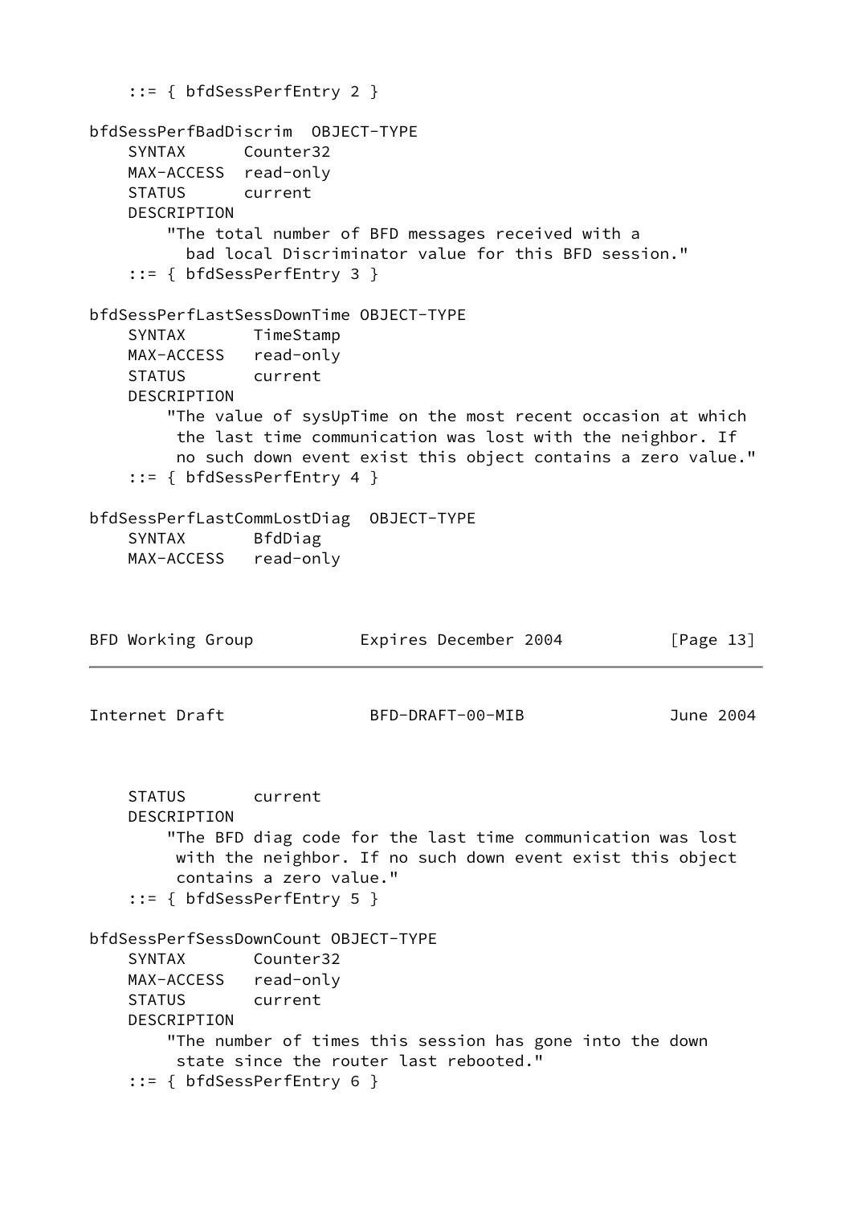```
    ::= { bfdSessPerfEntry 2 }

bfdSessPerfBadDiscrim  OBJECT-TYPE
    SYNTAX      Counter32
    MAX-ACCESS  read-only
    STATUS      current
    DESCRIPTION
        "The total number of BFD messages received with a
          bad local Discriminator value for this BFD session."
    ::= { bfdSessPerfEntry 3 }

bfdSessPerfLastSessDownTime OBJECT-TYPE
    SYNTAX       TimeStamp
    MAX-ACCESS   read-only
    STATUS       current
    DESCRIPTION
        "The value of sysUpTime on the most recent occasion at which
         the last time communication was lost with the neighbor. If
         no such down event exist this object contains a zero value."
    ::= { bfdSessPerfEntry 4 }

bfdSessPerfLastCommLostDiag  OBJECT-TYPE
    SYNTAX       BfdDiag
    MAX-ACCESS   read-only
```

```
    STATUS       current
    DESCRIPTION
        "The BFD diag code for the last time communication was lost
         with the neighbor. If no such down event exist this object
         contains a zero value."
    ::= { bfdSessPerfEntry 5 }

bfdSessPerfSessDownCount OBJECT-TYPE
    SYNTAX       Counter32
    MAX-ACCESS   read-only
    STATUS       current
    DESCRIPTION
        "The number of times this session has gone into the down
         state since the router last rebooted."
    ::= { bfdSessPerfEntry 6 }
```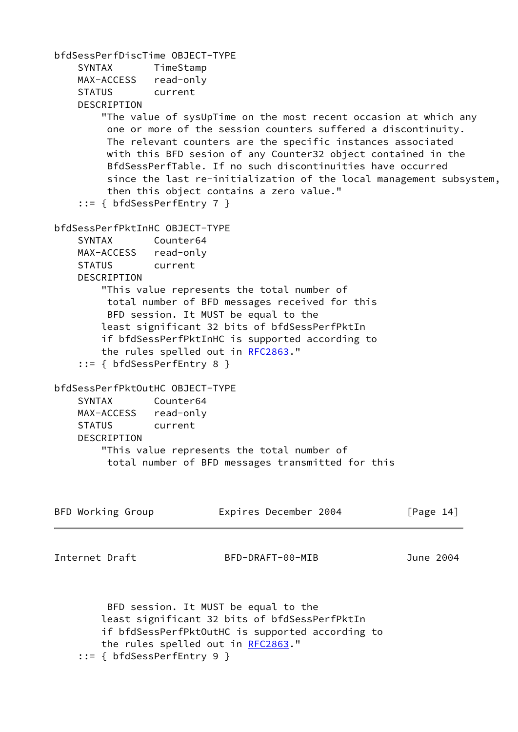```
bfdSessPerfDiscTime OBJECT-TYPE
    SYNTAX       TimeStamp
    MAX-ACCESS   read-only
    STATUS       current
    DESCRIPTION
        "The value of sysUpTime on the most recent occasion at which any
         one or more of the session counters suffered a discontinuity.
         The relevant counters are the specific instances associated
         with this BFD sesion of any Counter32 object contained in the
         BfdSessPerfTable. If no such discontinuities have occurred
         since the last re-initialization of the local management subsystem,
         then this object contains a zero value."
    ::= { bfdSessPerfEntry 7 }

bfdSessPerfPktInHC OBJECT-TYPE
    SYNTAX       Counter64
    MAX-ACCESS   read-only
    STATUS       current
    DESCRIPTION
        "This value represents the total number of
         total number of BFD messages received for this
         BFD session. It MUST be equal to the
        least significant 32 bits of bfdSessPerfPktIn
        if bfdSessPerfPktInHC is supported according to
        the rules spelled out in RFC2863."
    ::= { bfdSessPerfEntry 8 }

bfdSessPerfPktOutHC OBJECT-TYPE
    SYNTAX       Counter64
    MAX-ACCESS   read-only
    STATUS       current
    DESCRIPTION
        "This value represents the total number of
         total number of BFD messages transmitted for this
         BFD session. It MUST be equal to the
        least significant 32 bits of bfdSessPerfPktIn
        if bfdSessPerfPktOutHC is supported according to
        the rules spelled out in RFC2863."
    ::= { bfdSessPerfEntry 9 }
```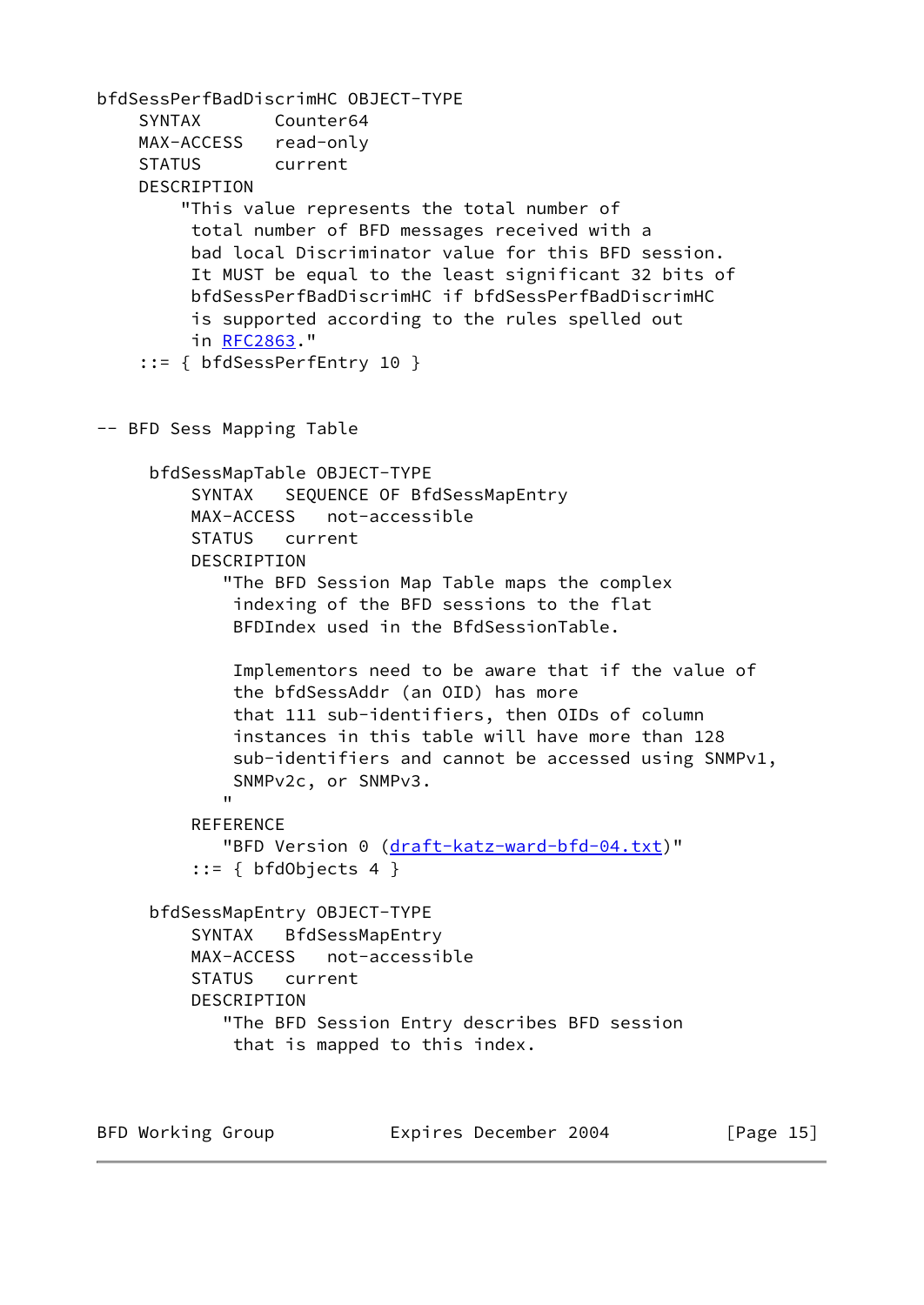```
bfdSessPerfBadDiscrimHC OBJECT-TYPE
    SYNTAX       Counter64
    MAX-ACCESS   read-only
    STATUS       current
    DESCRIPTION
        "This value represents the total number of
         total number of BFD messages received with a
         bad local Discriminator value for this BFD session.
         It MUST be equal to the least significant 32 bits of
         bfdSessPerfBadDiscrimHC if bfdSessPerfBadDiscrimHC
         is supported according to the rules spelled out
         in RFC2863."
    ::= { bfdSessPerfEntry 10 }


-- BFD Sess Mapping Table

     bfdSessMapTable OBJECT-TYPE
         SYNTAX   SEQUENCE OF BfdSessMapEntry
         MAX-ACCESS   not-accessible
         STATUS   current
         DESCRIPTION
            "The BFD Session Map Table maps the complex
             indexing of the BFD sessions to the flat
             BFDIndex used in the BfdSessionTable.

             Implementors need to be aware that if the value of
             the bfdSessAddr (an OID) has more
             that 111 sub-identifiers, then OIDs of column
             instances in this table will have more than 128
             sub-identifiers and cannot be accessed using SNMPv1,
             SNMPv2c, or SNMPv3.
            "
         REFERENCE
            "BFD Version 0 (draft-katz-ward-bfd-04.txt)"
         ::= { bfdObjects 4 }

     bfdSessMapEntry OBJECT-TYPE
         SYNTAX   BfdSessMapEntry
         MAX-ACCESS   not-accessible
         STATUS   current
         DESCRIPTION
            "The BFD Session Entry describes BFD session
             that is mapped to this index.
```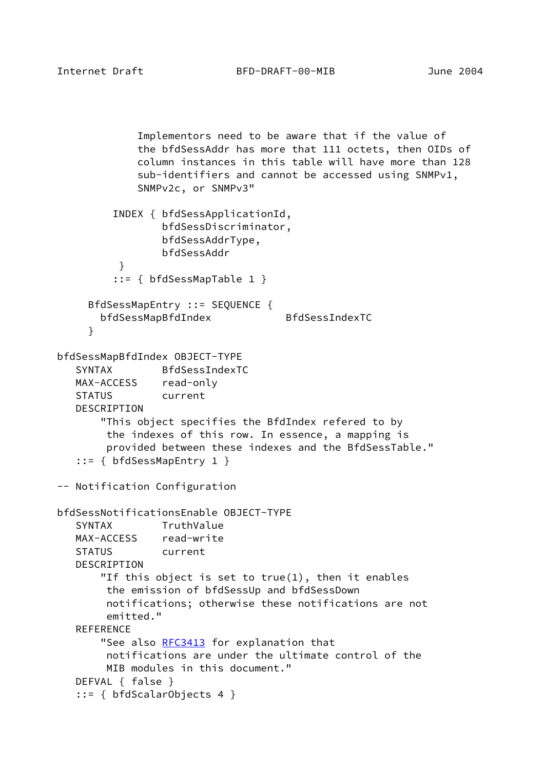```
             Implementors need to be aware that if the value of
             the bfdSessAddr has more that 111 octets, then OIDs of
             column instances in this table will have more than 128
             sub-identifiers and cannot be accessed using SNMPv1,
             SNMPv2c, or SNMPv3"

         INDEX { bfdSessApplicationId,
                 bfdSessDiscriminator,
                 bfdSessAddrType,
                 bfdSessAddr
          }
         ::= { bfdSessMapTable 1 }

     BfdSessMapEntry ::= SEQUENCE {
       bfdSessMapBfdIndex            BfdSessIndexTC
     }

bfdSessMapBfdIndex OBJECT-TYPE
   SYNTAX        BfdSessIndexTC
   MAX-ACCESS    read-only
   STATUS        current
   DESCRIPTION
       "This object specifies the BfdIndex refered to by
        the indexes of this row. In essence, a mapping is
        provided between these indexes and the BfdSessTable."
   ::= { bfdSessMapEntry 1 }

-- Notification Configuration

bfdSessNotificationsEnable OBJECT-TYPE
   SYNTAX        TruthValue
   MAX-ACCESS    read-write
   STATUS        current
   DESCRIPTION
       "If this object is set to true(1), then it enables
        the emission of bfdSessUp and bfdSessDown
        notifications; otherwise these notifications are not
        emitted."
   REFERENCE
       "See also RFC3413 for explanation that
        notifications are under the ultimate control of the
        MIB modules in this document."
   DEFVAL { false }
   ::= { bfdScalarObjects 4 }
```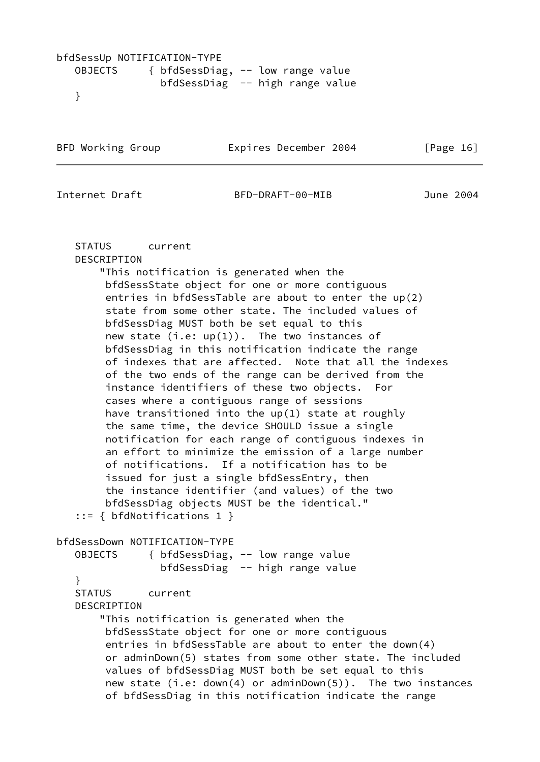```
bfdSessUp NOTIFICATION-TYPE
   OBJECTS     { bfdSessDiag, -- low range value
                 bfdSessDiag  -- high range value
   }
```

```
   STATUS      current
   DESCRIPTION
       "This notification is generated when the
        bfdSessState object for one or more contiguous
        entries in bfdSessTable are about to enter the up(2)
        state from some other state. The included values of
        bfdSessDiag MUST both be set equal to this
        new state (i.e: up(1)).  The two instances of
        bfdSessDiag in this notification indicate the range
        of indexes that are affected.  Note that all the indexes
        of the two ends of the range can be derived from the
        instance identifiers of these two objects.  For
        cases where a contiguous range of sessions
        have transitioned into the up(1) state at roughly
        the same time, the device SHOULD issue a single
        notification for each range of contiguous indexes in
        an effort to minimize the emission of a large number
        of notifications.  If a notification has to be
        issued for just a single bfdSessEntry, then
        the instance identifier (and values) of the two
        bfdSessDiag objects MUST be the identical."
   ::= { bfdNotifications 1 }

bfdSessDown NOTIFICATION-TYPE
   OBJECTS     { bfdSessDiag, -- low range value
                 bfdSessDiag  -- high range value
   }
   STATUS      current
   DESCRIPTION
       "This notification is generated when the
        bfdSessState object for one or more contiguous
        entries in bfdSessTable are about to enter the down(4)
        or adminDown(5) states from some other state. The included
        values of bfdSessDiag MUST both be set equal to this
        new state (i.e: down(4) or adminDown(5)).  The two instances
        of bfdSessDiag in this notification indicate the range
```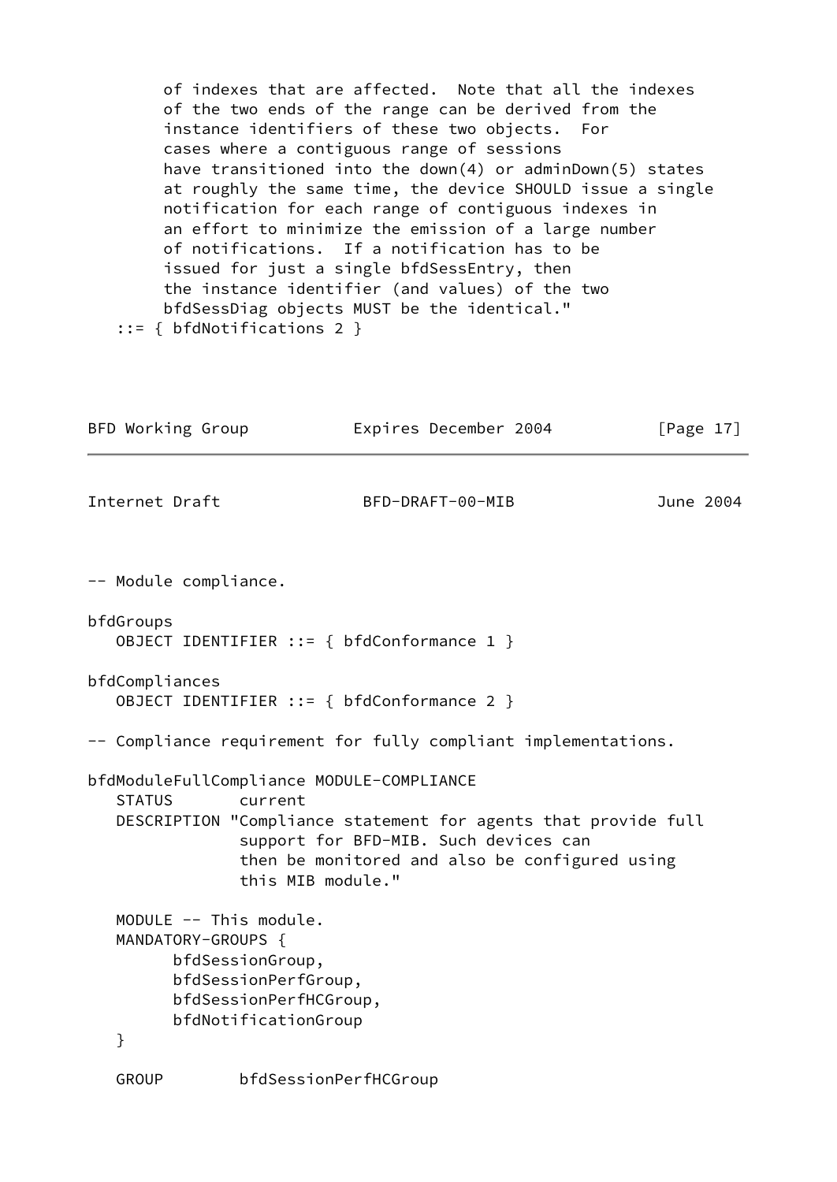```
        of indexes that are affected.  Note that all the indexes
        of the two ends of the range can be derived from the
        instance identifiers of these two objects.  For
        cases where a contiguous range of sessions
        have transitioned into the down(4) or adminDown(5) states
        at roughly the same time, the device SHOULD issue a single
        notification for each range of contiguous indexes in
        an effort to minimize the emission of a large number
        of notifications.  If a notification has to be
        issued for just a single bfdSessEntry, then
        the instance identifier (and values) of the two
        bfdSessDiag objects MUST be the identical."
   ::= { bfdNotifications 2 }
```

```
-- Module compliance.

bfdGroups
   OBJECT IDENTIFIER ::= { bfdConformance 1 }

bfdCompliances
   OBJECT IDENTIFIER ::= { bfdConformance 2 }

-- Compliance requirement for fully compliant implementations.

bfdModuleFullCompliance MODULE-COMPLIANCE
   STATUS       current
   DESCRIPTION "Compliance statement for agents that provide full
                support for BFD-MIB. Such devices can
                then be monitored and also be configured using
                this MIB module."

   MODULE -- This module.
   MANDATORY-GROUPS {
         bfdSessionGroup,
         bfdSessionPerfGroup,
         bfdSessionPerfHCGroup,
         bfdNotificationGroup
   }

   GROUP        bfdSessionPerfHCGroup
```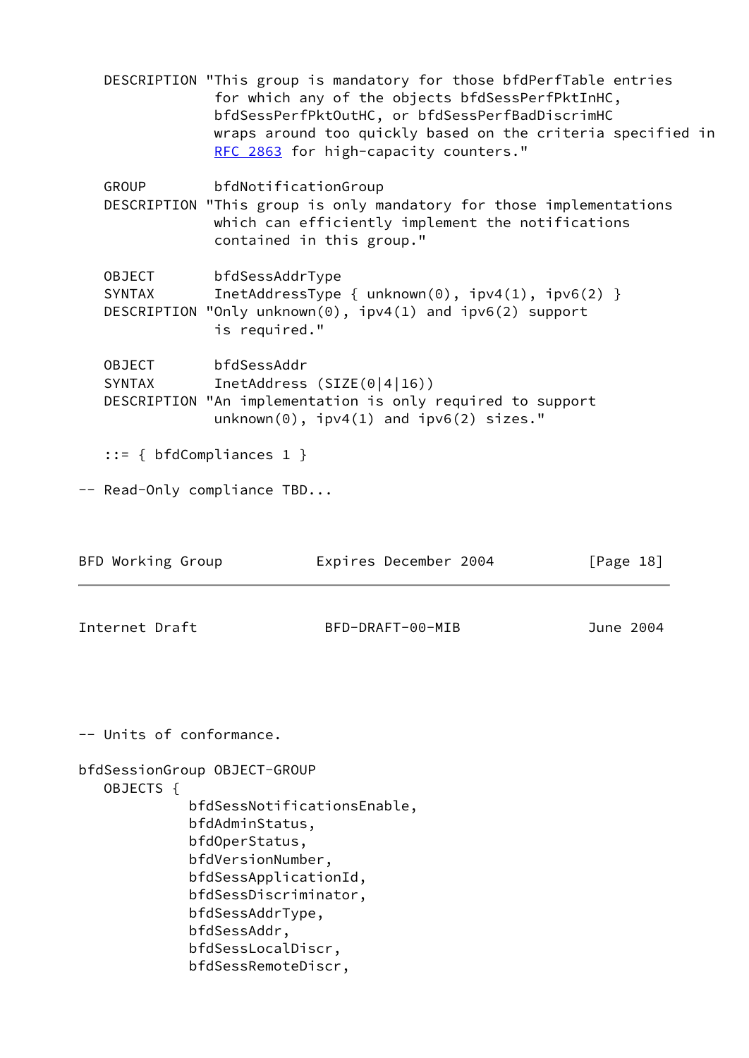```
   DESCRIPTION "This group is mandatory for those bfdPerfTable entries
               for which any of the objects bfdSessPerfPktInHC,
               bfdSessPerfPktOutHC, or bfdSessPerfBadDiscrimHC
               wraps around too quickly based on the criteria specified in
               RFC 2863 for high-capacity counters."

   GROUP        bfdNotificationGroup
   DESCRIPTION "This group is only mandatory for those implementations
               which can efficiently implement the notifications
               contained in this group."

   OBJECT       bfdSessAddrType
   SYNTAX       InetAddressType { unknown(0), ipv4(1), ipv6(2) }
   DESCRIPTION "Only unknown(0), ipv4(1) and ipv6(2) support
               is required."

   OBJECT       bfdSessAddr
   SYNTAX       InetAddress (SIZE(0|4|16))
   DESCRIPTION "An implementation is only required to support
               unknown(0), ipv4(1) and ipv6(2) sizes."

   ::= { bfdCompliances 1 }

-- Read-Only compliance TBD...
```

```
-- Units of conformance.

bfdSessionGroup OBJECT-GROUP
   OBJECTS {
            bfdSessNotificationsEnable,
            bfdAdminStatus,
            bfdOperStatus,
            bfdVersionNumber,
            bfdSessApplicationId,
            bfdSessDiscriminator,
            bfdSessAddrType,
            bfdSessAddr,
            bfdSessLocalDiscr,
            bfdSessRemoteDiscr,
```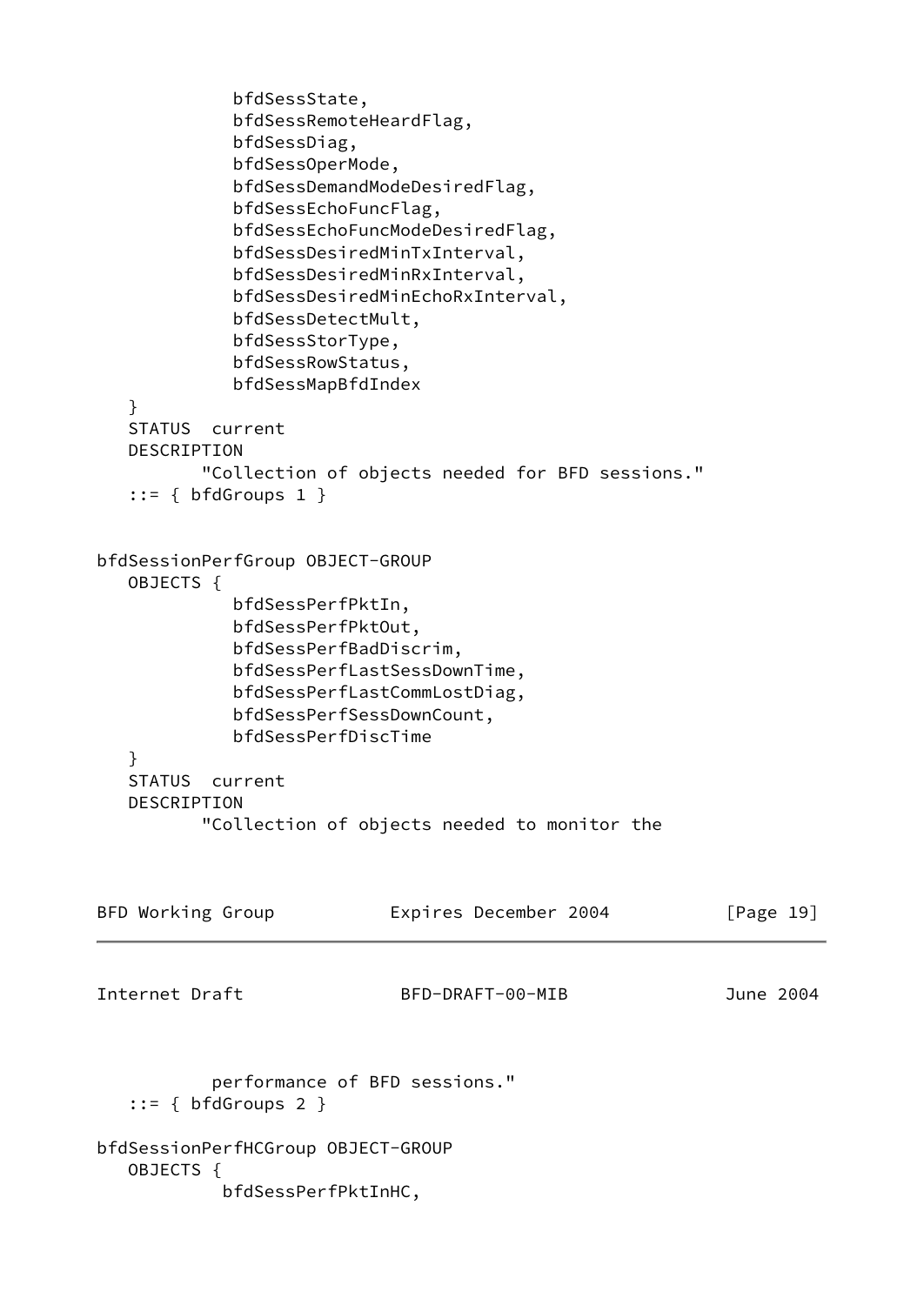```
             bfdSessState,
             bfdSessRemoteHeardFlag,
             bfdSessDiag,
             bfdSessOperMode,
             bfdSessDemandModeDesiredFlag,
             bfdSessEchoFuncFlag,
             bfdSessEchoFuncModeDesiredFlag,
             bfdSessDesiredMinTxInterval,
             bfdSessDesiredMinRxInterval,
             bfdSessDesiredMinEchoRxInterval,
             bfdSessDetectMult,
             bfdSessStorType,
             bfdSessRowStatus,
             bfdSessMapBfdIndex
   }
   STATUS  current
   DESCRIPTION
          "Collection of objects needed for BFD sessions."
   ::= { bfdGroups 1 }


bfdSessionPerfGroup OBJECT-GROUP
   OBJECTS {
             bfdSessPerfPktIn,
             bfdSessPerfPktOut,
             bfdSessPerfBadDiscrim,
             bfdSessPerfLastSessDownTime,
             bfdSessPerfLastCommLostDiag,
             bfdSessPerfSessDownCount,
             bfdSessPerfDiscTime
   }
   STATUS  current
   DESCRIPTION
          "Collection of objects needed to monitor the
           performance of BFD sessions."
   ::= { bfdGroups 2 }

bfdSessionPerfHCGroup OBJECT-GROUP
   OBJECTS {
            bfdSessPerfPktInHC,
```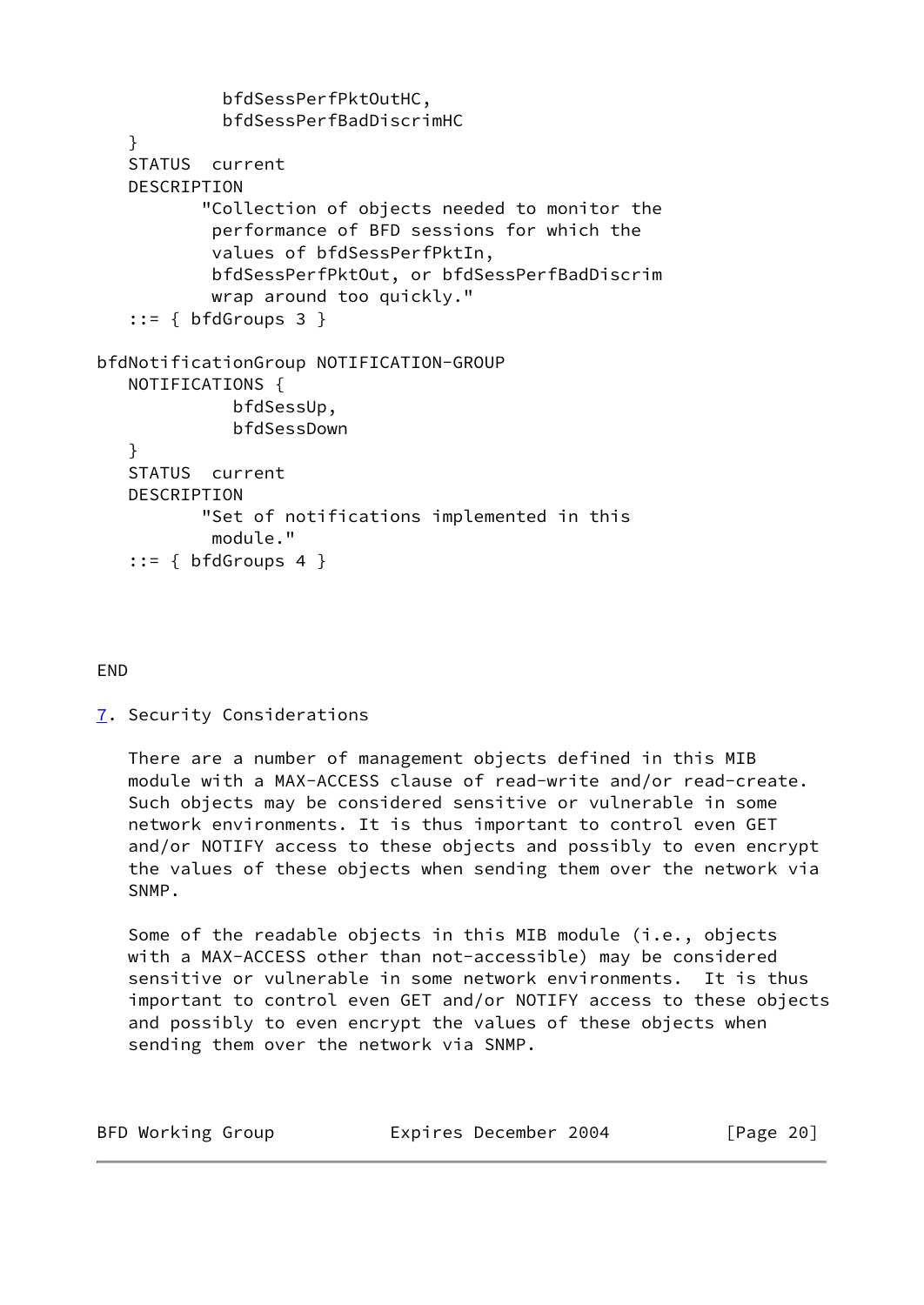```
            bfdSessPerfPktOutHC,
            bfdSessPerfBadDiscrimHC
   }
   STATUS  current
   DESCRIPTION
          "Collection of objects needed to monitor the
           performance of BFD sessions for which the
           values of bfdSessPerfPktIn,
           bfdSessPerfPktOut, or bfdSessPerfBadDiscrim
           wrap around too quickly."
   ::= { bfdGroups 3 }

bfdNotificationGroup NOTIFICATION-GROUP
   NOTIFICATIONS {
             bfdSessUp,
             bfdSessDown
   }
   STATUS  current
   DESCRIPTION
          "Set of notifications implemented in this
           module."
   ::= { bfdGroups 4 }



END
```

## 7. Security Considerations

There are a number of management objects defined in this MIB module with a MAX-ACCESS clause of read-write and/or read-create. Such objects may be considered sensitive or vulnerable in some network environments. It is thus important to control even GET and/or NOTIFY access to these objects and possibly to even encrypt the values of these objects when sending them over the network via SNMP.

Some of the readable objects in this MIB module (i.e., objects with a MAX-ACCESS other than not-accessible) may be considered sensitive or vulnerable in some network environments. It is thus important to control even GET and/or NOTIFY access to these objects and possibly to even encrypt the values of these objects when sending them over the network via SNMP.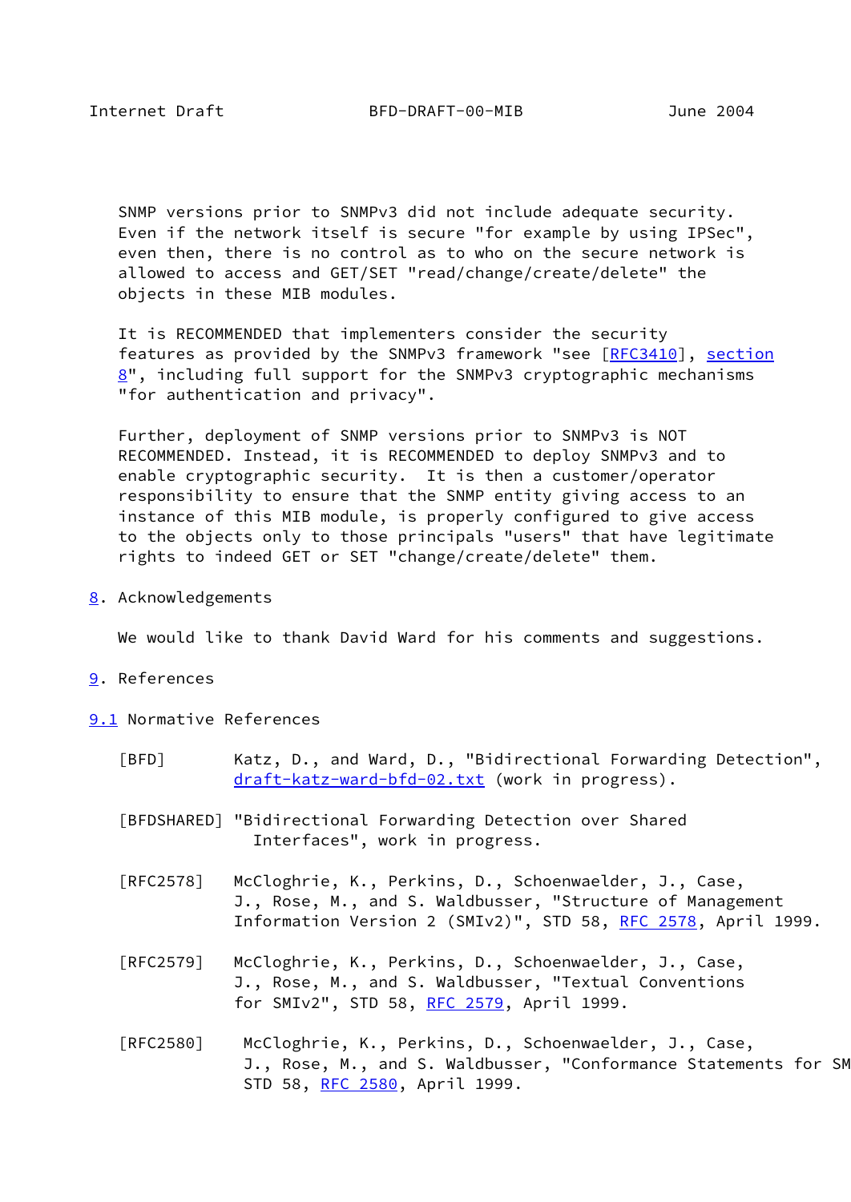SNMP versions prior to SNMPv3 did not include adequate security. Even if the network itself is secure "for example by using IPSec", even then, there is no control as to who on the secure network is allowed to access and GET/SET "read/change/create/delete" the objects in these MIB modules.

It is RECOMMENDED that implementers consider the security features as provided by the SNMPv3 framework "see [RFC3410], section 8", including full support for the SNMPv3 cryptographic mechanisms "for authentication and privacy".

Further, deployment of SNMP versions prior to SNMPv3 is NOT RECOMMENDED. Instead, it is RECOMMENDED to deploy SNMPv3 and to enable cryptographic security. It is then a customer/operator responsibility to ensure that the SNMP entity giving access to an instance of this MIB module, is properly configured to give access to the objects only to those principals "users" that have legitimate rights to indeed GET or SET "change/create/delete" them.

## 8. Acknowledgements

We would like to thank David Ward for his comments and suggestions.

## 9. References

### 9.1 Normative References

[BFD] Katz, D., and Ward, D., "Bidirectional Forwarding Detection", draft-katz-ward-bfd-02.txt (work in progress).

[BFDSHARED] "Bidirectional Forwarding Detection over Shared Interfaces", work in progress.

[RFC2578] McCloghrie, K., Perkins, D., Schoenwaelder, J., Case, J., Rose, M., and S. Waldbusser, "Structure of Management Information Version 2 (SMIv2)", STD 58, RFC 2578, April 1999.

[RFC2579] McCloghrie, K., Perkins, D., Schoenwaelder, J., Case, J., Rose, M., and S. Waldbusser, "Textual Conventions for SMIv2", STD 58, RFC 2579, April 1999.

[RFC2580] McCloghrie, K., Perkins, D., Schoenwaelder, J., Case, J., Rose, M., and S. Waldbusser, "Conformance Statements for SM STD 58, RFC 2580, April 1999.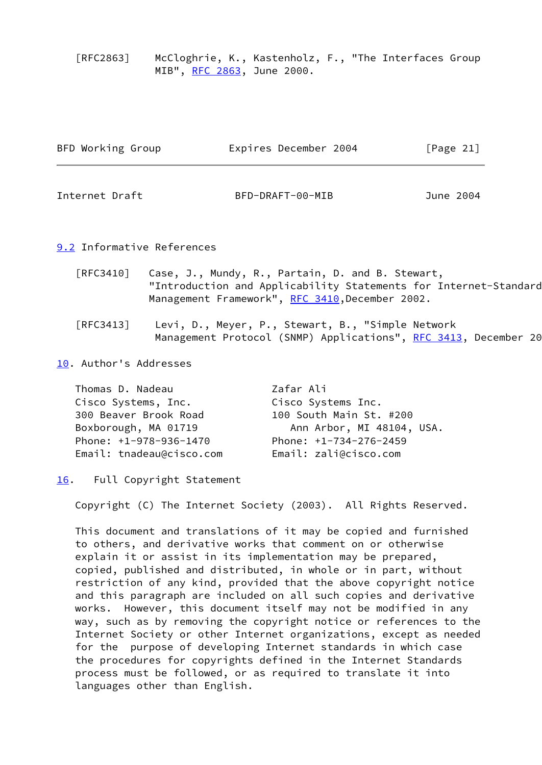[RFC2863] McCloghrie, K., Kastenholz, F., "The Interfaces Group MIB", RFC 2863, June 2000.

## 9.2 Informative References

[RFC3410] Case, J., Mundy, R., Partain, D. and B. Stewart, "Introduction and Applicability Statements for Internet-Standard Management Framework", RFC 3410,December 2002.

[RFC3413] Levi, D., Meyer, P., Stewart, B., "Simple Network Management Protocol (SNMP) Applications", RFC 3413, December 20

## 10. Author's Addresses

Thomas D. Nadeau
Cisco Systems, Inc.
300 Beaver Brook Road
Boxborough, MA 01719
Phone: +1-978-936-1470
Email: tnadeau@cisco.com

Zafar Ali
Cisco Systems Inc.
100 South Main St. #200
Ann Arbor, MI 48104, USA.
Phone: +1-734-276-2459
Email: zali@cisco.com

## 16. Full Copyright Statement

Copyright (C) The Internet Society (2003). All Rights Reserved.

This document and translations of it may be copied and furnished to others, and derivative works that comment on or otherwise explain it or assist in its implementation may be prepared, copied, published and distributed, in whole or in part, without restriction of any kind, provided that the above copyright notice and this paragraph are included on all such copies and derivative works. However, this document itself may not be modified in any way, such as by removing the copyright notice or references to the Internet Society or other Internet organizations, except as needed for the purpose of developing Internet standards in which case the procedures for copyrights defined in the Internet Standards process must be followed, or as required to translate it into languages other than English.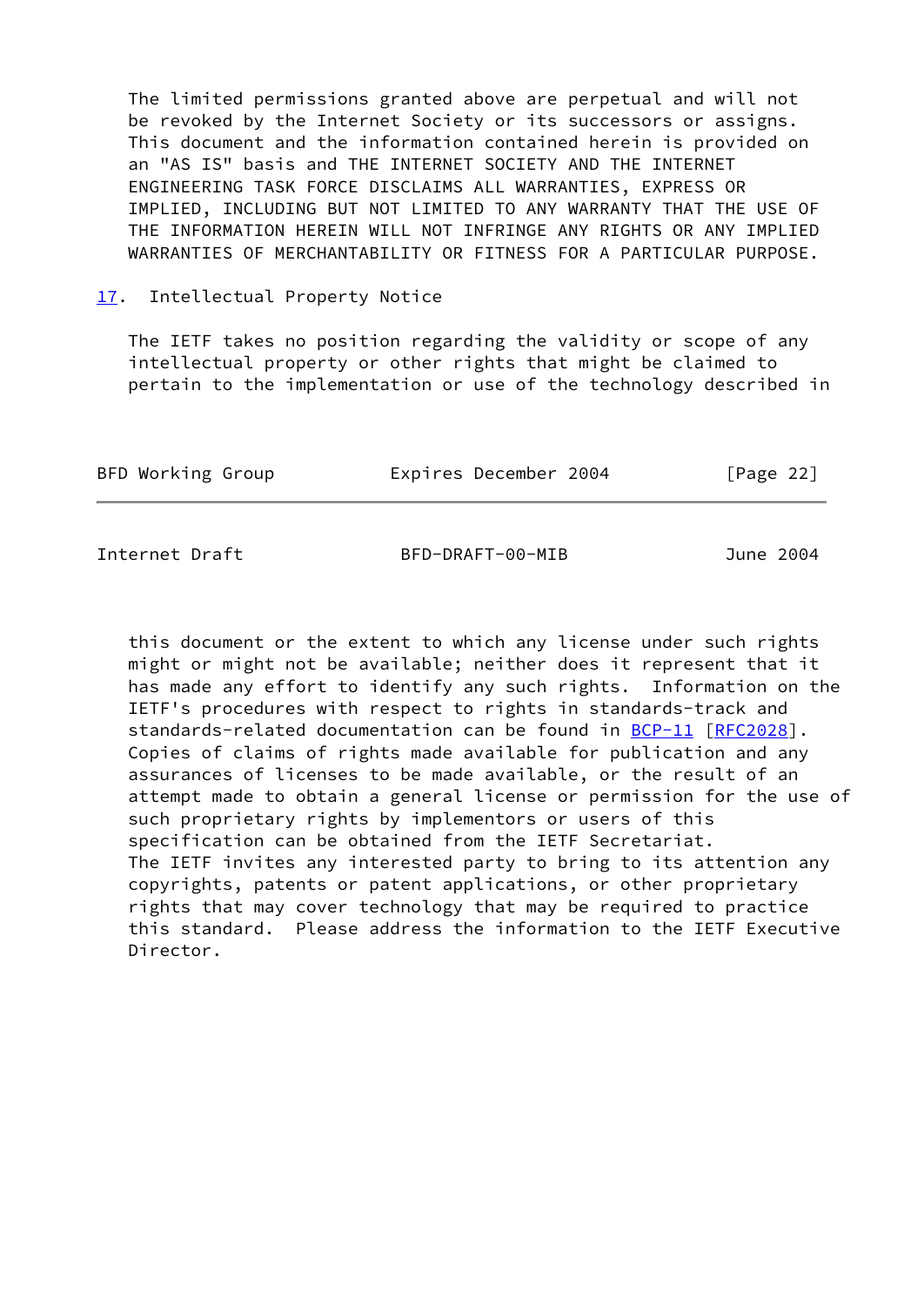The limited permissions granted above are perpetual and will not be revoked by the Internet Society or its successors or assigns. This document and the information contained herein is provided on an "AS IS" basis and THE INTERNET SOCIETY AND THE INTERNET ENGINEERING TASK FORCE DISCLAIMS ALL WARRANTIES, EXPRESS OR IMPLIED, INCLUDING BUT NOT LIMITED TO ANY WARRANTY THAT THE USE OF THE INFORMATION HEREIN WILL NOT INFRINGE ANY RIGHTS OR ANY IMPLIED WARRANTIES OF MERCHANTABILITY OR FITNESS FOR A PARTICULAR PURPOSE.

## 17. Intellectual Property Notice

The IETF takes no position regarding the validity or scope of any intellectual property or other rights that might be claimed to pertain to the implementation or use of the technology described in this document or the extent to which any license under such rights might or might not be available; neither does it represent that it has made any effort to identify any such rights. Information on the IETF's procedures with respect to rights in standards-track and standards-related documentation can be found in BCP-11 [RFC2028]. Copies of claims of rights made available for publication and any assurances of licenses to be made available, or the result of an attempt made to obtain a general license or permission for the use of such proprietary rights by implementors or users of this specification can be obtained from the IETF Secretariat.
The IETF invites any interested party to bring to its attention any copyrights, patents or patent applications, or other proprietary rights that may cover technology that may be required to practice this standard. Please address the information to the IETF Executive Director.